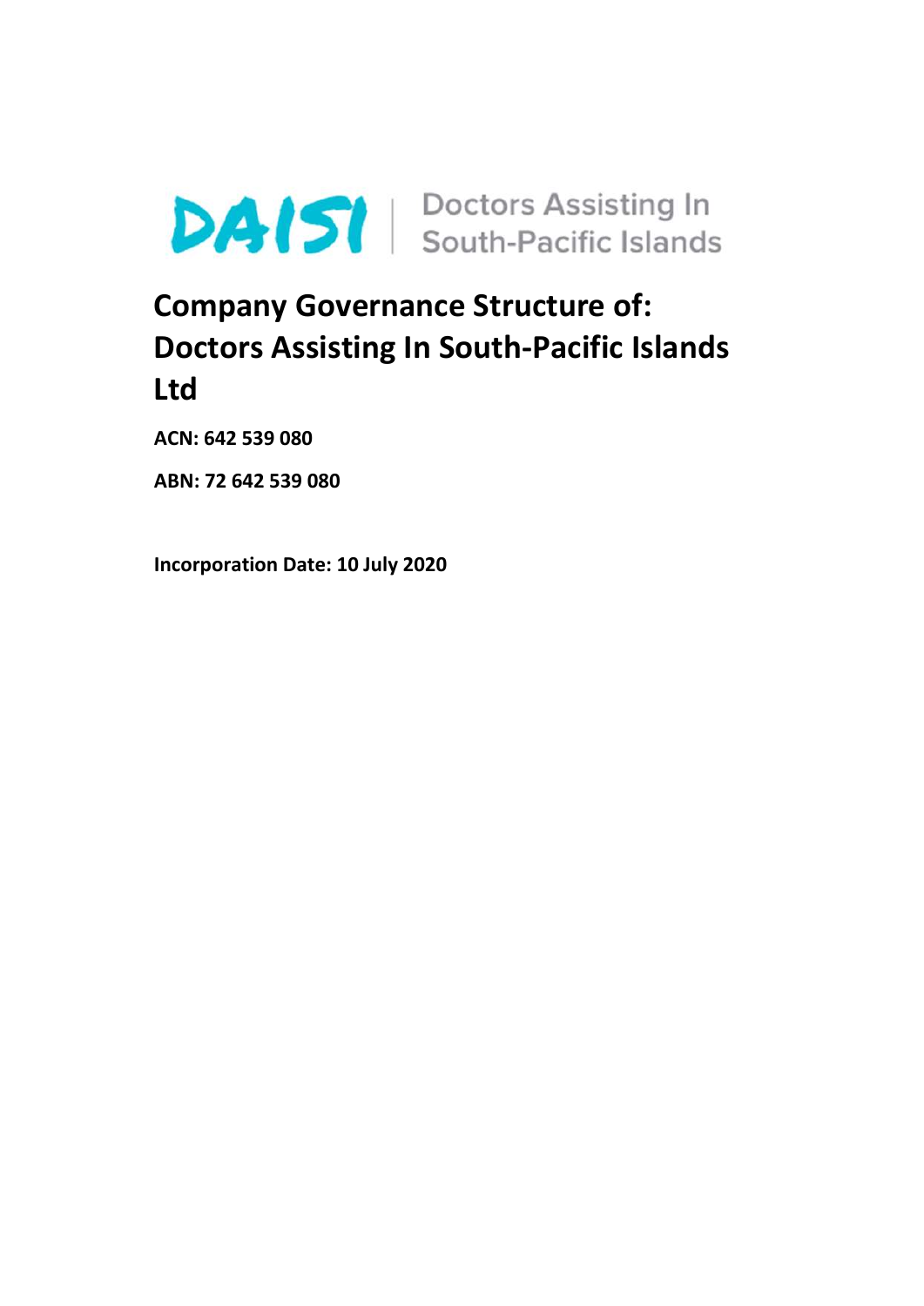DAISI | Doctors Assisting In South-Pacific Islands

# Company Governance Structure of: Doctors Assisting In South-Pacific Islands Ltd

**ACN: 642 539 080**

**ABN: 72 642 539 080**

**Incorporation Date: 10 July 2020**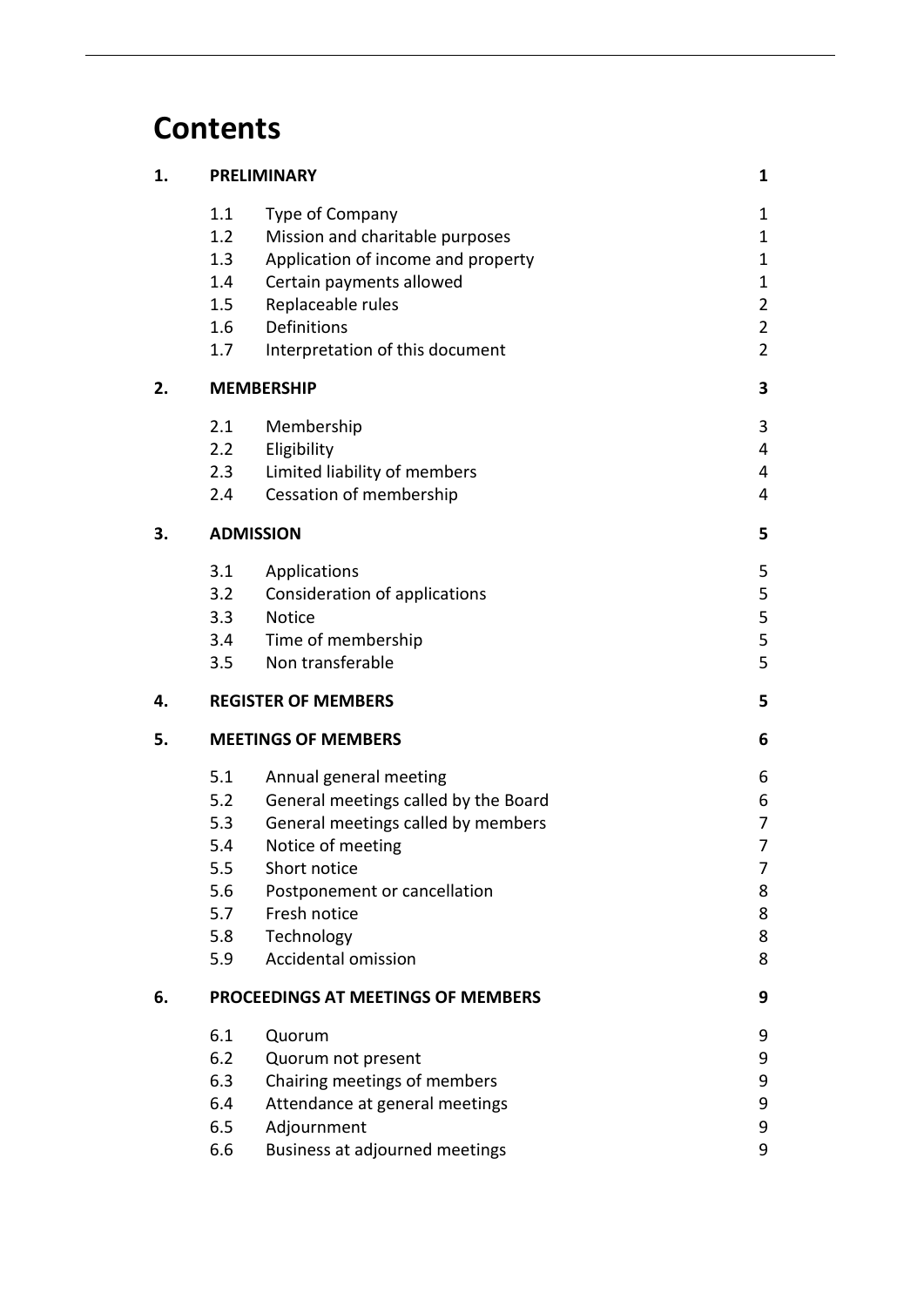# Contents

| | | | |
|---|---|---|---|
| **1.** | **PRELIMINARY** | | **1** |
| | 1.1 | Type of Company | 1 |
| | 1.2 | Mission and charitable purposes | 1 |
| | 1.3 | Application of income and property | 1 |
| | 1.4 | Certain payments allowed | 1 |
| | 1.5 | Replaceable rules | 2 |
| | 1.6 | Definitions | 2 |
| | 1.7 | Interpretation of this document | 2 |
| **2.** | **MEMBERSHIP** | | **3** |
| | 2.1 | Membership | 3 |
| | 2.2 | Eligibility | 4 |
| | 2.3 | Limited liability of members | 4 |
| | 2.4 | Cessation of membership | 4 |
| **3.** | **ADMISSION** | | **5** |
| | 3.1 | Applications | 5 |
| | 3.2 | Consideration of applications | 5 |
| | 3.3 | Notice | 5 |
| | 3.4 | Time of membership | 5 |
| | 3.5 | Non transferable | 5 |
| **4.** | **REGISTER OF MEMBERS** | | **5** |
| **5.** | **MEETINGS OF MEMBERS** | | **6** |
| | 5.1 | Annual general meeting | 6 |
| | 5.2 | General meetings called by the Board | 6 |
| | 5.3 | General meetings called by members | 7 |
| | 5.4 | Notice of meeting | 7 |
| | 5.5 | Short notice | 7 |
| | 5.6 | Postponement or cancellation | 8 |
| | 5.7 | Fresh notice | 8 |
| | 5.8 | Technology | 8 |
| | 5.9 | Accidental omission | 8 |
| **6.** | **PROCEEDINGS AT MEETINGS OF MEMBERS** | | **9** |
| | 6.1 | Quorum | 9 |
| | 6.2 | Quorum not present | 9 |
| | 6.3 | Chairing meetings of members | 9 |
| | 6.4 | Attendance at general meetings | 9 |
| | 6.5 | Adjournment | 9 |
| | 6.6 | Business at adjourned meetings | 9 |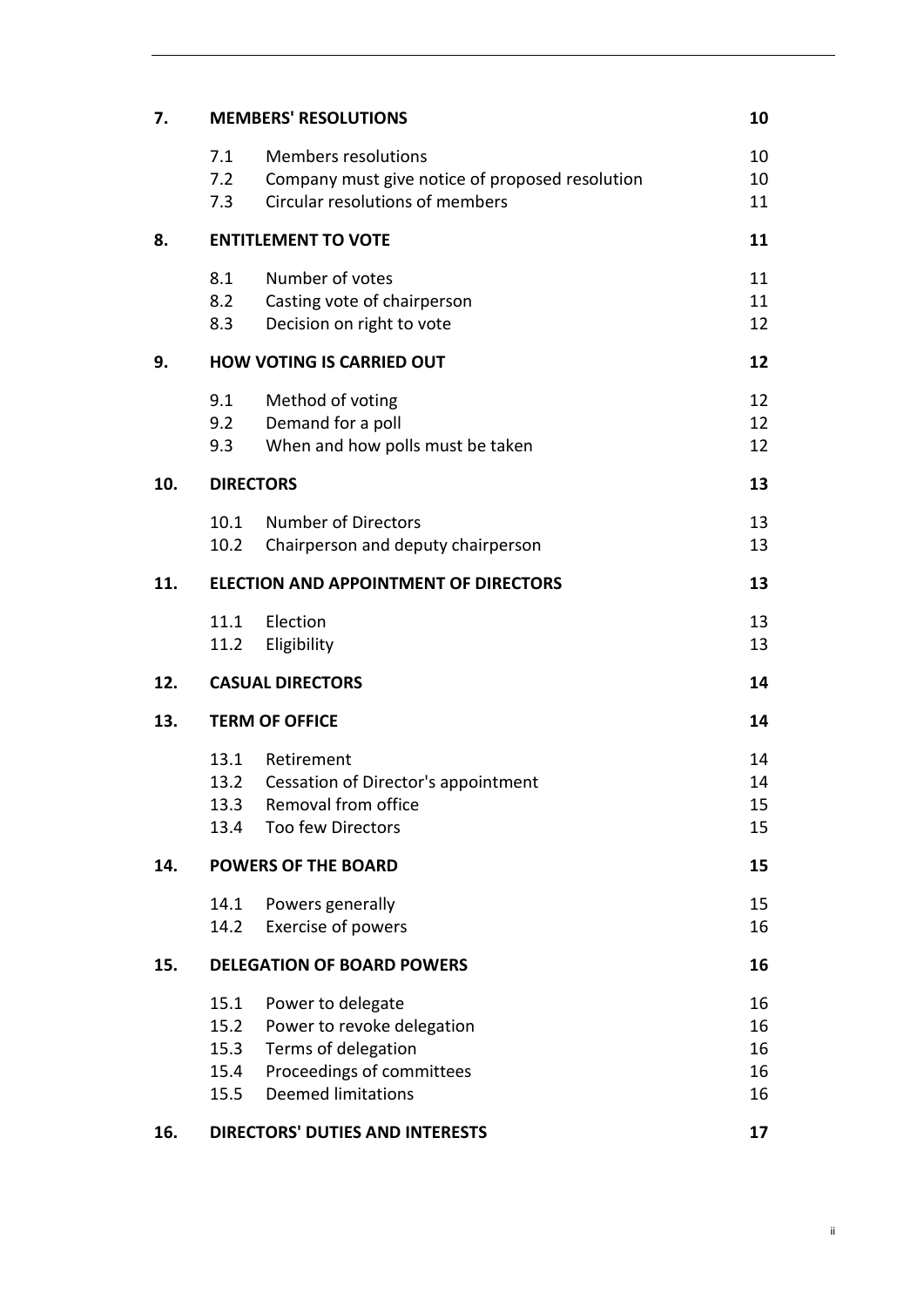| | | | |
|---|---|---|---|
| **7.** | **MEMBERS' RESOLUTIONS** | | **10** |
| | 7.1 | Members resolutions | 10 |
| | 7.2 | Company must give notice of proposed resolution | 10 |
| | 7.3 | Circular resolutions of members | 11 |
| **8.** | **ENTITLEMENT TO VOTE** | | **11** |
| | 8.1 | Number of votes | 11 |
| | 8.2 | Casting vote of chairperson | 11 |
| | 8.3 | Decision on right to vote | 12 |
| **9.** | **HOW VOTING IS CARRIED OUT** | | **12** |
| | 9.1 | Method of voting | 12 |
| | 9.2 | Demand for a poll | 12 |
| | 9.3 | When and how polls must be taken | 12 |
| **10.** | **DIRECTORS** | | **13** |
| | 10.1 | Number of Directors | 13 |
| | 10.2 | Chairperson and deputy chairperson | 13 |
| **11.** | **ELECTION AND APPOINTMENT OF DIRECTORS** | | **13** |
| | 11.1 | Election | 13 |
| | 11.2 | Eligibility | 13 |
| **12.** | **CASUAL DIRECTORS** | | **14** |
| **13.** | **TERM OF OFFICE** | | **14** |
| | 13.1 | Retirement | 14 |
| | 13.2 | Cessation of Director's appointment | 14 |
| | 13.3 | Removal from office | 15 |
| | 13.4 | Too few Directors | 15 |
| **14.** | **POWERS OF THE BOARD** | | **15** |
| | 14.1 | Powers generally | 15 |
| | 14.2 | Exercise of powers | 16 |
| **15.** | **DELEGATION OF BOARD POWERS** | | **16** |
| | 15.1 | Power to delegate | 16 |
| | 15.2 | Power to revoke delegation | 16 |
| | 15.3 | Terms of delegation | 16 |
| | 15.4 | Proceedings of committees | 16 |
| | 15.5 | Deemed limitations | 16 |
| **16.** | **DIRECTORS' DUTIES AND INTERESTS** | | **17** |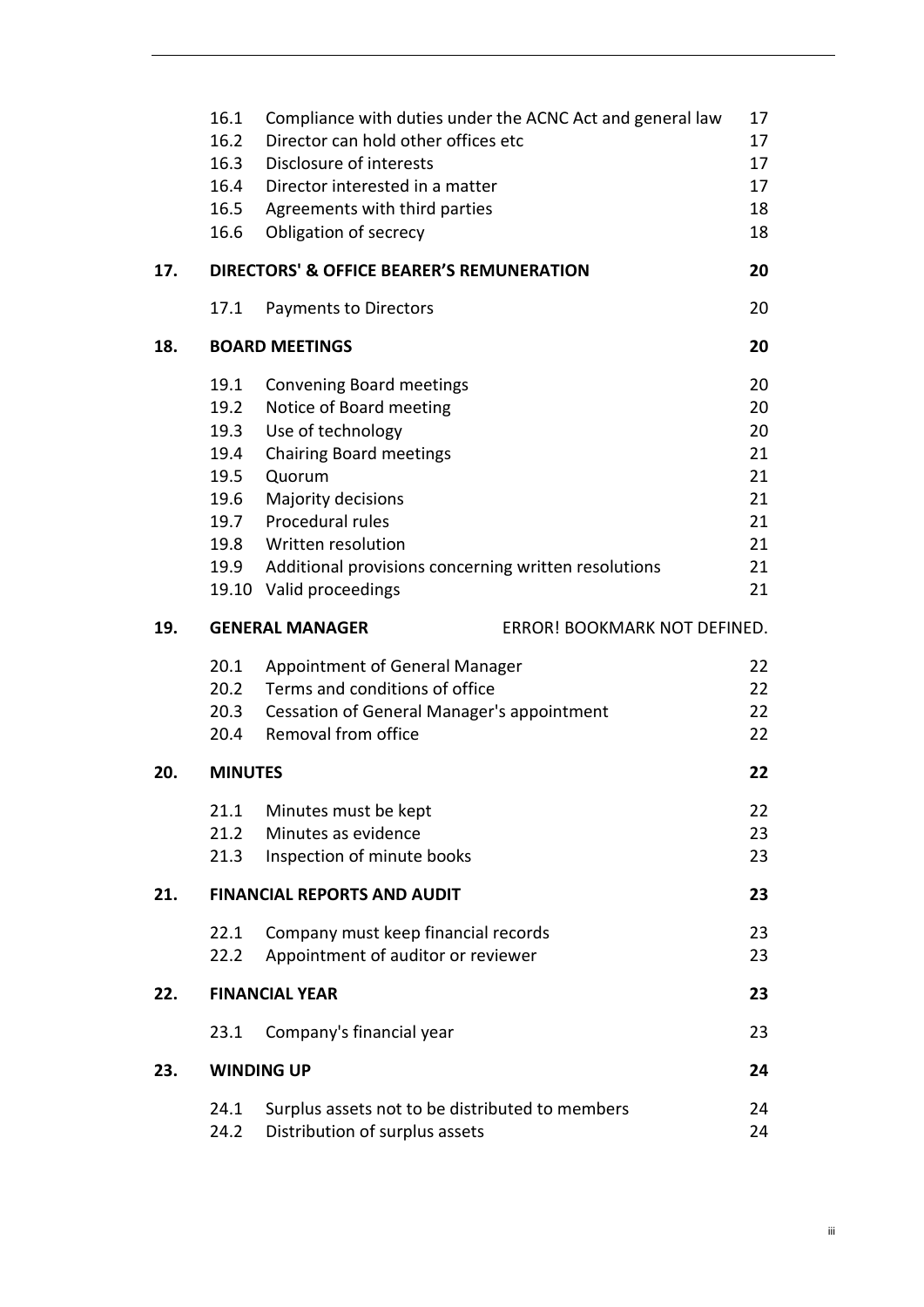| | | | |
|---|---|---|---|
| | 16.1 | Compliance with duties under the ACNC Act and general law | 17 |
| | 16.2 | Director can hold other offices etc | 17 |
| | 16.3 | Disclosure of interests | 17 |
| | 16.4 | Director interested in a matter | 17 |
| | 16.5 | Agreements with third parties | 18 |
| | 16.6 | Obligation of secrecy | 18 |
| **17.** | **DIRECTORS' & OFFICE BEARER'S REMUNERATION** | | **20** |
| | 17.1 | Payments to Directors | 20 |
| **18.** | **BOARD MEETINGS** | | **20** |
| | 19.1 | Convening Board meetings | 20 |
| | 19.2 | Notice of Board meeting | 20 |
| | 19.3 | Use of technology | 20 |
| | 19.4 | Chairing Board meetings | 21 |
| | 19.5 | Quorum | 21 |
| | 19.6 | Majority decisions | 21 |
| | 19.7 | Procedural rules | 21 |
| | 19.8 | Written resolution | 21 |
| | 19.9 | Additional provisions concerning written resolutions | 21 |
| | 19.10 | Valid proceedings | 21 |
| **19.** | **GENERAL MANAGER** | | ERROR! BOOKMARK NOT DEFINED. |
| | 20.1 | Appointment of General Manager | 22 |
| | 20.2 | Terms and conditions of office | 22 |
| | 20.3 | Cessation of General Manager's appointment | 22 |
| | 20.4 | Removal from office | 22 |
| **20.** | **MINUTES** | | **22** |
| | 21.1 | Minutes must be kept | 22 |
| | 21.2 | Minutes as evidence | 23 |
| | 21.3 | Inspection of minute books | 23 |
| **21.** | **FINANCIAL REPORTS AND AUDIT** | | **23** |
| | 22.1 | Company must keep financial records | 23 |
| | 22.2 | Appointment of auditor or reviewer | 23 |
| **22.** | **FINANCIAL YEAR** | | **23** |
| | 23.1 | Company's financial year | 23 |
| **23.** | **WINDING UP** | | **24** |
| | 24.1 | Surplus assets not to be distributed to members | 24 |
| | 24.2 | Distribution of surplus assets | 24 |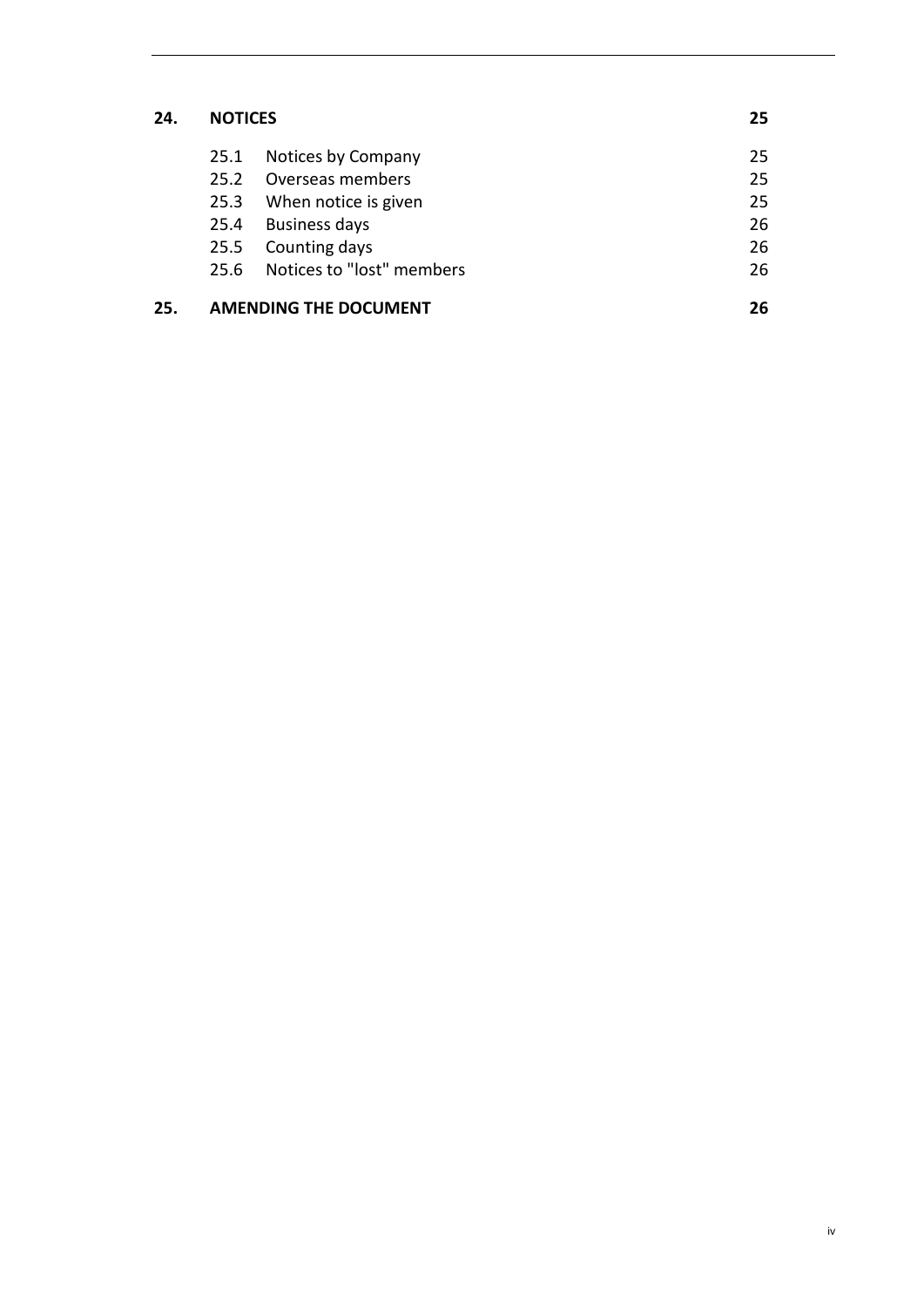| | | |
|---|---|---|
| **24.** | **NOTICES** | **25** |
| 25.1 | Notices by Company | 25 |
| 25.2 | Overseas members | 25 |
| 25.3 | When notice is given | 25 |
| 25.4 | Business days | 26 |
| 25.5 | Counting days | 26 |
| 25.6 | Notices to "lost" members | 26 |
| **25.** | **AMENDING THE DOCUMENT** | **26** |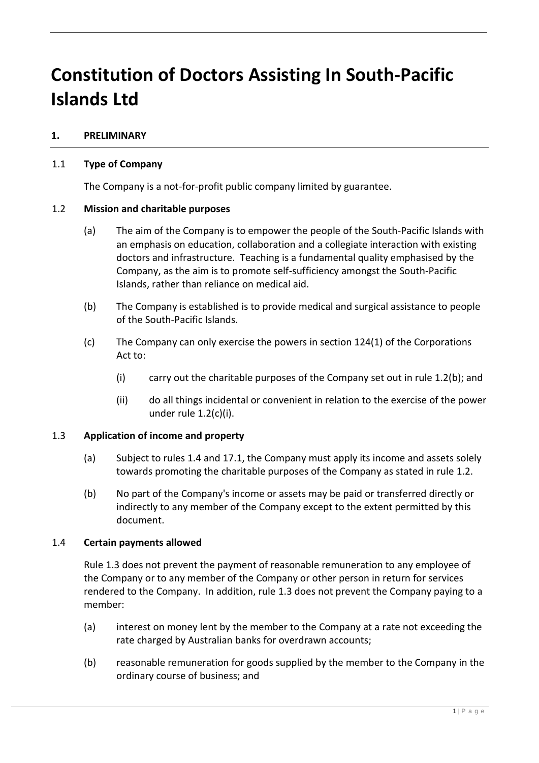# Constitution of Doctors Assisting In South-Pacific Islands Ltd

## 1. PRELIMINARY

### 1.1 Type of Company

The Company is a not-for-profit public company limited by guarantee.

### 1.2 Mission and charitable purposes

(a) The aim of the Company is to empower the people of the South-Pacific Islands with an emphasis on education, collaboration and a collegiate interaction with existing doctors and infrastructure. Teaching is a fundamental quality emphasised by the Company, as the aim is to promote self-sufficiency amongst the South-Pacific Islands, rather than reliance on medical aid.

(b) The Company is established is to provide medical and surgical assistance to people of the South-Pacific Islands.

(c) The Company can only exercise the powers in section 124(1) of the Corporations Act to:

(i) carry out the charitable purposes of the Company set out in rule 1.2(b); and

(ii) do all things incidental or convenient in relation to the exercise of the power under rule 1.2(c)(i).

### 1.3 Application of income and property

(a) Subject to rules 1.4 and 17.1, the Company must apply its income and assets solely towards promoting the charitable purposes of the Company as stated in rule 1.2.

(b) No part of the Company's income or assets may be paid or transferred directly or indirectly to any member of the Company except to the extent permitted by this document.

### 1.4 Certain payments allowed

Rule 1.3 does not prevent the payment of reasonable remuneration to any employee of the Company or to any member of the Company or other person in return for services rendered to the Company. In addition, rule 1.3 does not prevent the Company paying to a member:

(a) interest on money lent by the member to the Company at a rate not exceeding the rate charged by Australian banks for overdrawn accounts;

(b) reasonable remuneration for goods supplied by the member to the Company in the ordinary course of business; and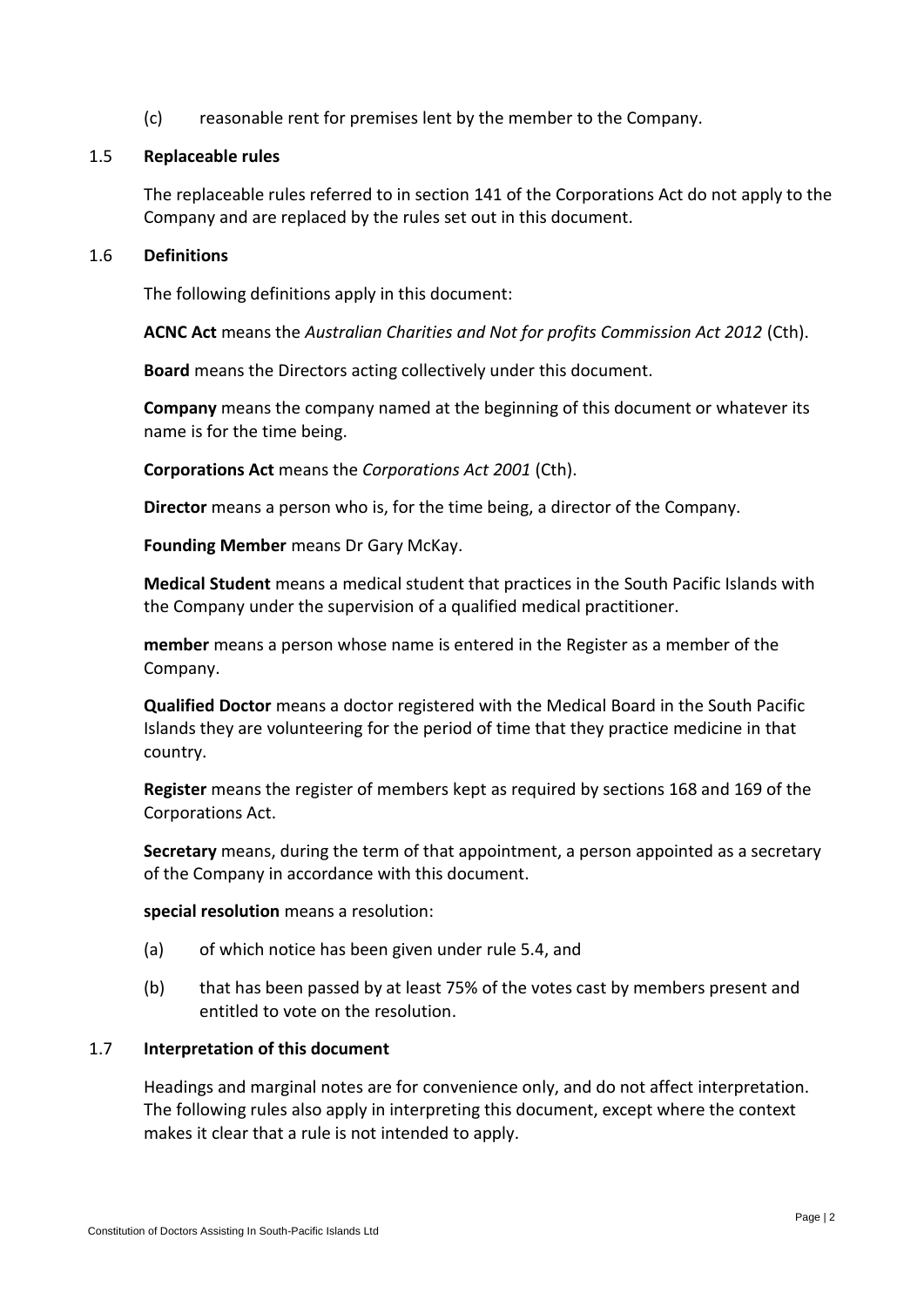(c) reasonable rent for premises lent by the member to the Company.

### 1.5 Replaceable rules

The replaceable rules referred to in section 141 of the Corporations Act do not apply to the Company and are replaced by the rules set out in this document.

### 1.6 Definitions

The following definitions apply in this document:

**ACNC Act** means the *Australian Charities and Not for profits Commission Act 2012* (Cth).

**Board** means the Directors acting collectively under this document.

**Company** means the company named at the beginning of this document or whatever its name is for the time being.

**Corporations Act** means the *Corporations Act 2001* (Cth).

**Director** means a person who is, for the time being, a director of the Company.

**Founding Member** means Dr Gary McKay.

**Medical Student** means a medical student that practices in the South Pacific Islands with the Company under the supervision of a qualified medical practitioner.

**member** means a person whose name is entered in the Register as a member of the Company.

**Qualified Doctor** means a doctor registered with the Medical Board in the South Pacific Islands they are volunteering for the period of time that they practice medicine in that country.

**Register** means the register of members kept as required by sections 168 and 169 of the Corporations Act.

**Secretary** means, during the term of that appointment, a person appointed as a secretary of the Company in accordance with this document.

**special resolution** means a resolution:

(a) of which notice has been given under rule 5.4, and

(b) that has been passed by at least 75% of the votes cast by members present and entitled to vote on the resolution.

### 1.7 Interpretation of this document

Headings and marginal notes are for convenience only, and do not affect interpretation. The following rules also apply in interpreting this document, except where the context makes it clear that a rule is not intended to apply.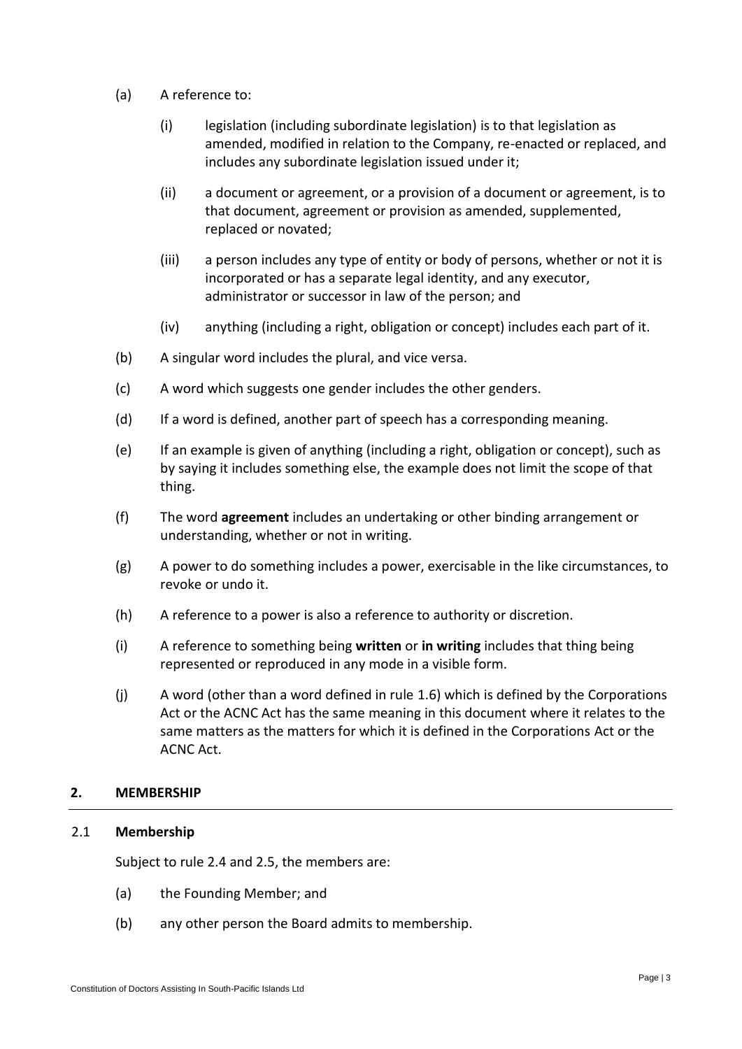(a) A reference to:

   (i) legislation (including subordinate legislation) is to that legislation as amended, modified in relation to the Company, re-enacted or replaced, and includes any subordinate legislation issued under it;

   (ii) a document or agreement, or a provision of a document or agreement, is to that document, agreement or provision as amended, supplemented, replaced or novated;

   (iii) a person includes any type of entity or body of persons, whether or not it is incorporated or has a separate legal identity, and any executor, administrator or successor in law of the person; and

   (iv) anything (including a right, obligation or concept) includes each part of it.

(b) A singular word includes the plural, and vice versa.

(c) A word which suggests one gender includes the other genders.

(d) If a word is defined, another part of speech has a corresponding meaning.

(e) If an example is given of anything (including a right, obligation or concept), such as by saying it includes something else, the example does not limit the scope of that thing.

(f) The word **agreement** includes an undertaking or other binding arrangement or understanding, whether or not in writing.

(g) A power to do something includes a power, exercisable in the like circumstances, to revoke or undo it.

(h) A reference to a power is also a reference to authority or discretion.

(i) A reference to something being **written** or **in writing** includes that thing being represented or reproduced in any mode in a visible form.

(j) A word (other than a word defined in rule 1.6) which is defined by the Corporations Act or the ACNC Act has the same meaning in this document where it relates to the same matters as the matters for which it is defined in the Corporations Act or the ACNC Act.

## 2. MEMBERSHIP

### 2.1 Membership

Subject to rule 2.4 and 2.5, the members are:

(a) the Founding Member; and

(b) any other person the Board admits to membership.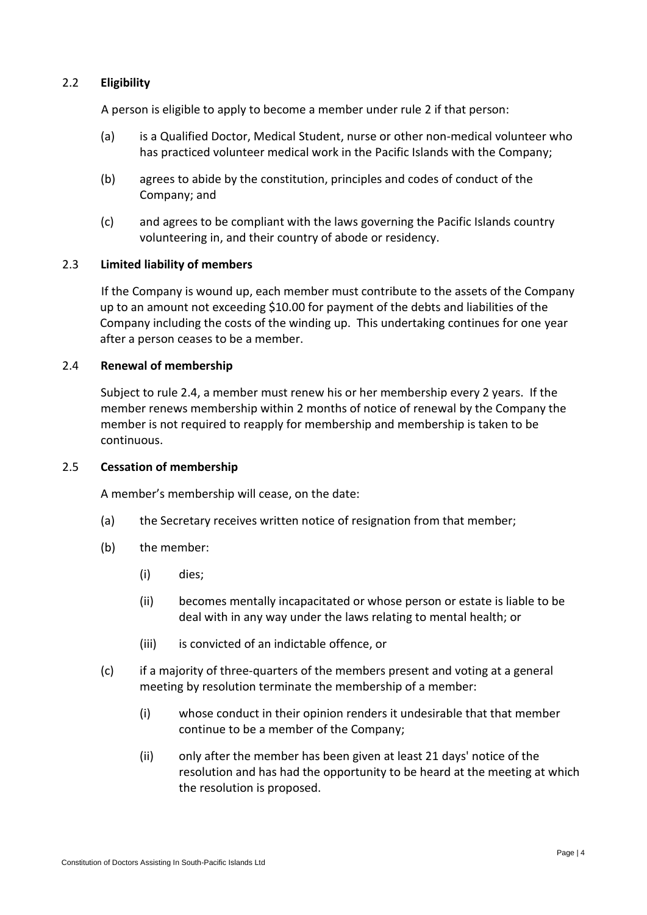### 2.2 **Eligibility**

A person is eligible to apply to become a member under rule 2 if that person:

(a) is a Qualified Doctor, Medical Student, nurse or other non-medical volunteer who has practiced volunteer medical work in the Pacific Islands with the Company;

(b) agrees to abide by the constitution, principles and codes of conduct of the Company; and

(c) and agrees to be compliant with the laws governing the Pacific Islands country volunteering in, and their country of abode or residency.

### 2.3 **Limited liability of members**

If the Company is wound up, each member must contribute to the assets of the Company up to an amount not exceeding $10.00 for payment of the debts and liabilities of the Company including the costs of the winding up. This undertaking continues for one year after a person ceases to be a member.

### 2.4 **Renewal of membership**

Subject to rule 2.4, a member must renew his or her membership every 2 years. If the member renews membership within 2 months of notice of renewal by the Company the member is not required to reapply for membership and membership is taken to be continuous.

### 2.5 **Cessation of membership**

A member's membership will cease, on the date:

(a) the Secretary receives written notice of resignation from that member;

(b) the member:

  (i) dies;

  (ii) becomes mentally incapacitated or whose person or estate is liable to be deal with in any way under the laws relating to mental health; or

  (iii) is convicted of an indictable offence, or

(c) if a majority of three-quarters of the members present and voting at a general meeting by resolution terminate the membership of a member:

  (i) whose conduct in their opinion renders it undesirable that that member continue to be a member of the Company;

  (ii) only after the member has been given at least 21 days' notice of the resolution and has had the opportunity to be heard at the meeting at which the resolution is proposed.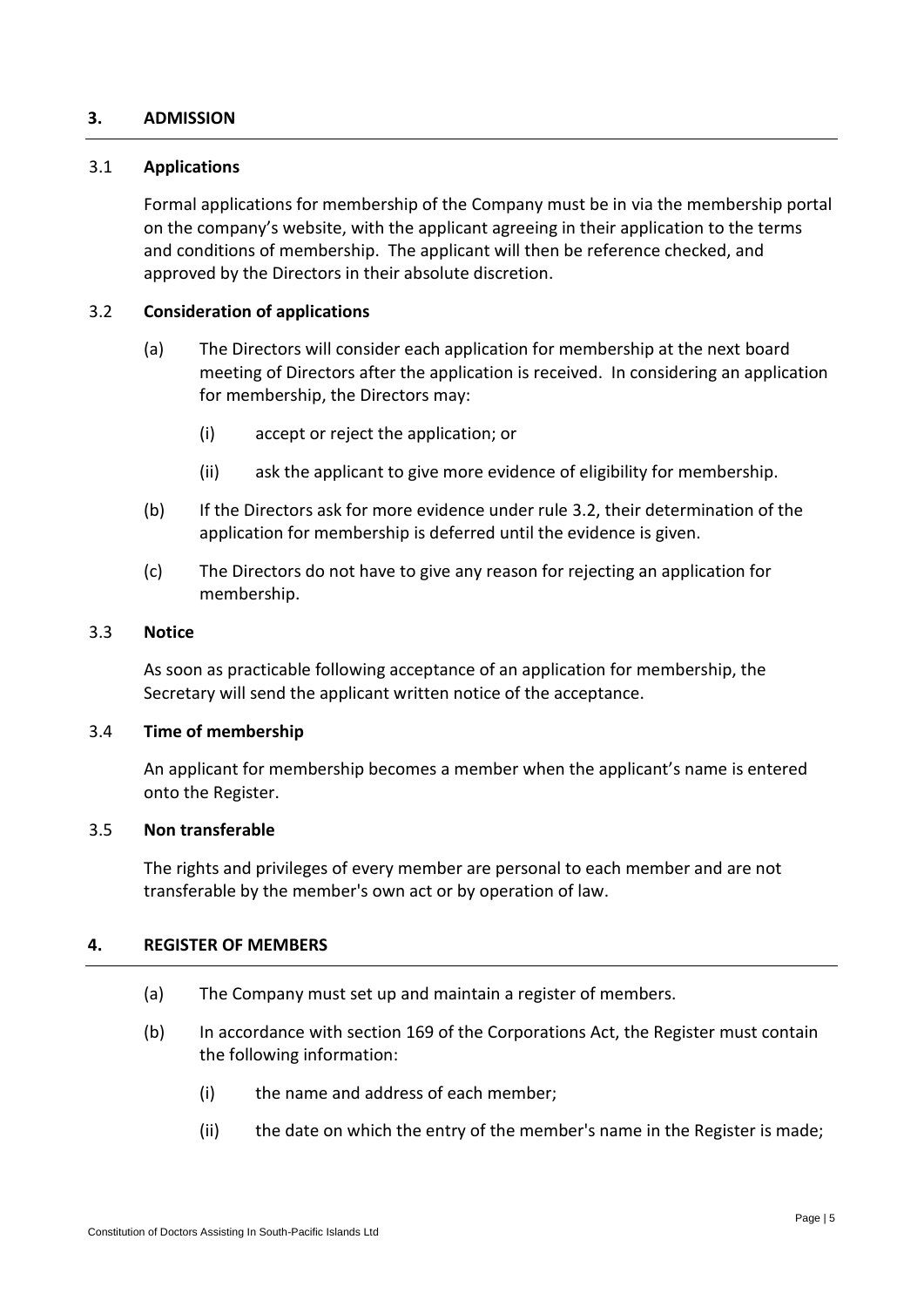## 3. ADMISSION

### 3.1 Applications

Formal applications for membership of the Company must be in via the membership portal on the company's website, with the applicant agreeing in their application to the terms and conditions of membership. The applicant will then be reference checked, and approved by the Directors in their absolute discretion.

### 3.2 Consideration of applications

(a) The Directors will consider each application for membership at the next board meeting of Directors after the application is received. In considering an application for membership, the Directors may:

  (i) accept or reject the application; or

  (ii) ask the applicant to give more evidence of eligibility for membership.

(b) If the Directors ask for more evidence under rule 3.2, their determination of the application for membership is deferred until the evidence is given.

(c) The Directors do not have to give any reason for rejecting an application for membership.

### 3.3 Notice

As soon as practicable following acceptance of an application for membership, the Secretary will send the applicant written notice of the acceptance.

### 3.4 Time of membership

An applicant for membership becomes a member when the applicant's name is entered onto the Register.

### 3.5 Non transferable

The rights and privileges of every member are personal to each member and are not transferable by the member's own act or by operation of law.

## 4. REGISTER OF MEMBERS

(a) The Company must set up and maintain a register of members.

(b) In accordance with section 169 of the Corporations Act, the Register must contain the following information:

  (i) the name and address of each member;

  (ii) the date on which the entry of the member's name in the Register is made;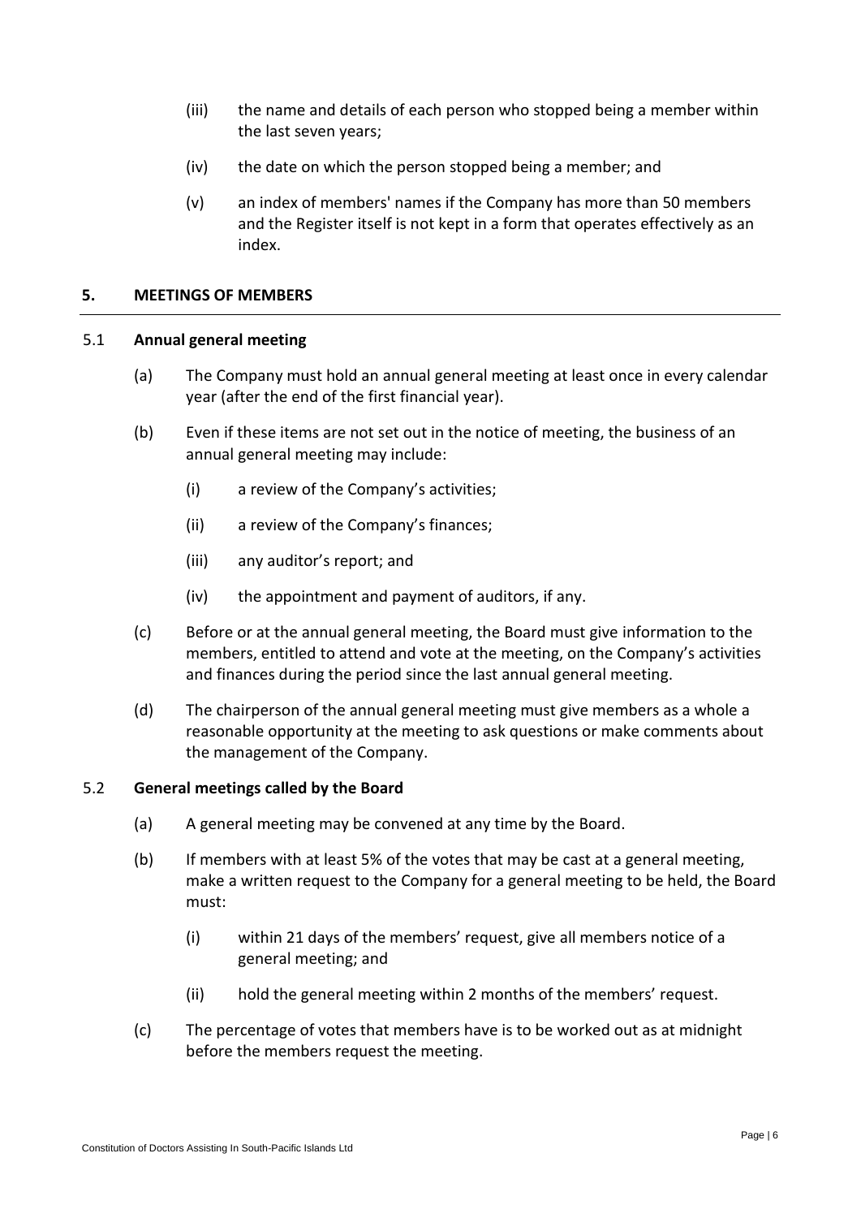(iii) the name and details of each person who stopped being a member within the last seven years;

(iv) the date on which the person stopped being a member; and

(v) an index of members' names if the Company has more than 50 members and the Register itself is not kept in a form that operates effectively as an index.

## 5. MEETINGS OF MEMBERS

### 5.1 Annual general meeting

(a) The Company must hold an annual general meeting at least once in every calendar year (after the end of the first financial year).

(b) Even if these items are not set out in the notice of meeting, the business of an annual general meeting may include:

(i) a review of the Company's activities;

(ii) a review of the Company's finances;

(iii) any auditor's report; and

(iv) the appointment and payment of auditors, if any.

(c) Before or at the annual general meeting, the Board must give information to the members, entitled to attend and vote at the meeting, on the Company's activities and finances during the period since the last annual general meeting.

(d) The chairperson of the annual general meeting must give members as a whole a reasonable opportunity at the meeting to ask questions or make comments about the management of the Company.

### 5.2 General meetings called by the Board

(a) A general meeting may be convened at any time by the Board.

(b) If members with at least 5% of the votes that may be cast at a general meeting, make a written request to the Company for a general meeting to be held, the Board must:

(i) within 21 days of the members' request, give all members notice of a general meeting; and

(ii) hold the general meeting within 2 months of the members' request.

(c) The percentage of votes that members have is to be worked out as at midnight before the members request the meeting.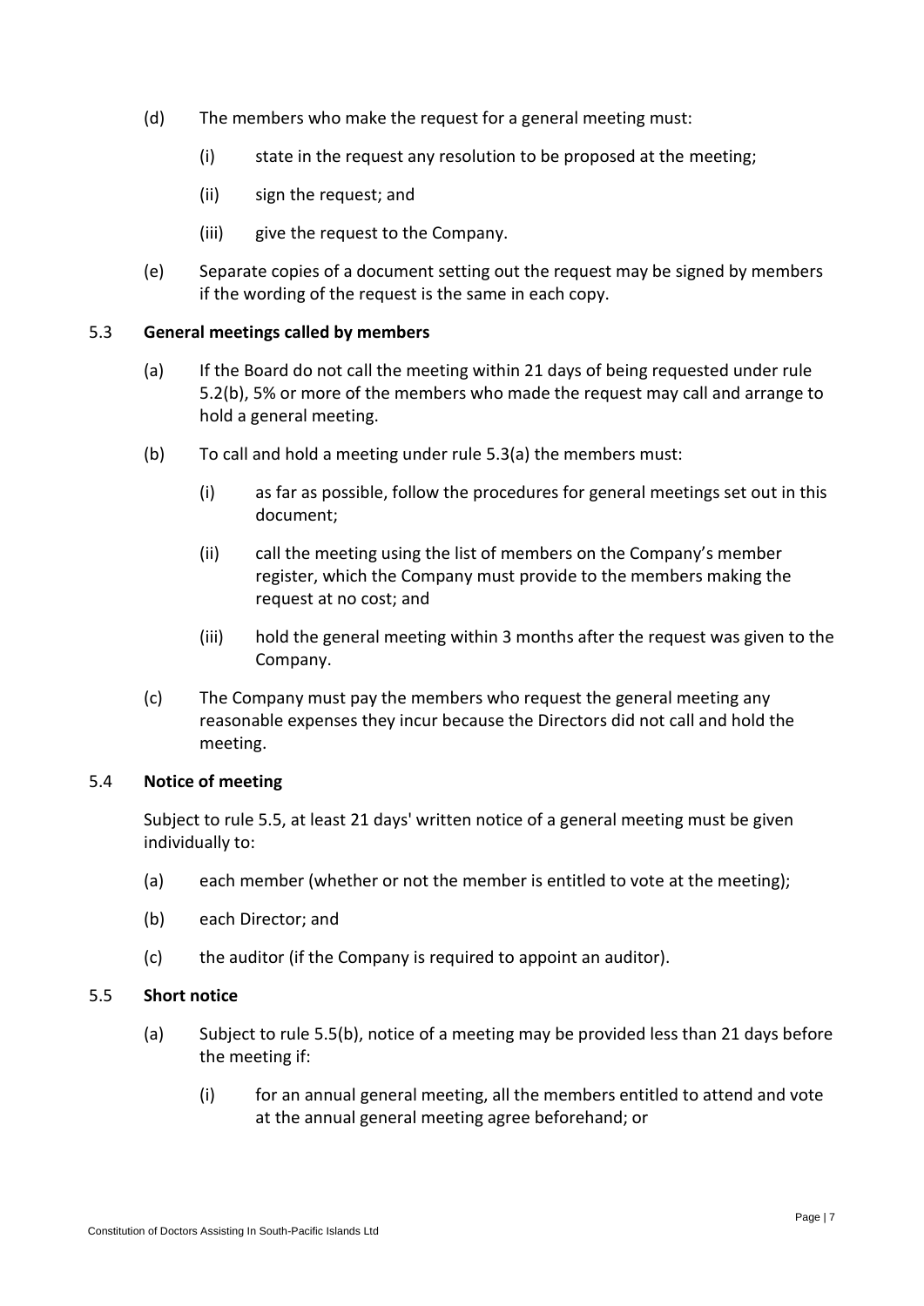(d) The members who make the request for a general meeting must:

  (i) state in the request any resolution to be proposed at the meeting;

  (ii) sign the request; and

  (iii) give the request to the Company.

(e) Separate copies of a document setting out the request may be signed by members if the wording of the request is the same in each copy.

### 5.3 General meetings called by members

(a) If the Board do not call the meeting within 21 days of being requested under rule 5.2(b), 5% or more of the members who made the request may call and arrange to hold a general meeting.

(b) To call and hold a meeting under rule 5.3(a) the members must:

  (i) as far as possible, follow the procedures for general meetings set out in this document;

  (ii) call the meeting using the list of members on the Company's member register, which the Company must provide to the members making the request at no cost; and

  (iii) hold the general meeting within 3 months after the request was given to the Company.

(c) The Company must pay the members who request the general meeting any reasonable expenses they incur because the Directors did not call and hold the meeting.

### 5.4 Notice of meeting

Subject to rule 5.5, at least 21 days' written notice of a general meeting must be given individually to:

(a) each member (whether or not the member is entitled to vote at the meeting);

(b) each Director; and

(c) the auditor (if the Company is required to appoint an auditor).

### 5.5 Short notice

(a) Subject to rule 5.5(b), notice of a meeting may be provided less than 21 days before the meeting if:

  (i) for an annual general meeting, all the members entitled to attend and vote at the annual general meeting agree beforehand; or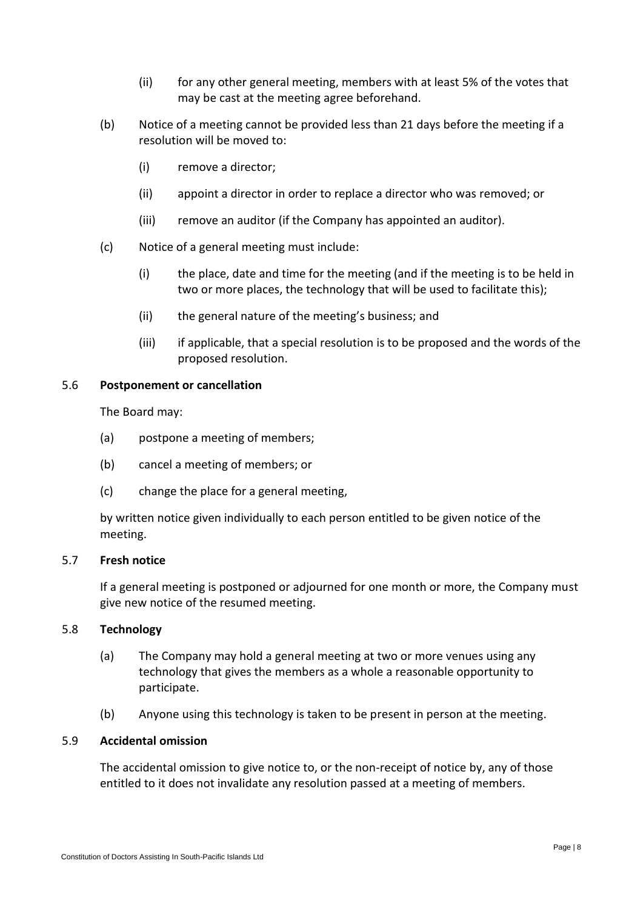(ii) for any other general meeting, members with at least 5% of the votes that may be cast at the meeting agree beforehand.

(b) Notice of a meeting cannot be provided less than 21 days before the meeting if a resolution will be moved to:

(i) remove a director;

(ii) appoint a director in order to replace a director who was removed; or

(iii) remove an auditor (if the Company has appointed an auditor).

(c) Notice of a general meeting must include:

(i) the place, date and time for the meeting (and if the meeting is to be held in two or more places, the technology that will be used to facilitate this);

(ii) the general nature of the meeting's business; and

(iii) if applicable, that a special resolution is to be proposed and the words of the proposed resolution.

### 5.6 Postponement or cancellation

The Board may:

(a) postpone a meeting of members;

(b) cancel a meeting of members; or

(c) change the place for a general meeting,

by written notice given individually to each person entitled to be given notice of the meeting.

### 5.7 Fresh notice

If a general meeting is postponed or adjourned for one month or more, the Company must give new notice of the resumed meeting.

### 5.8 Technology

(a) The Company may hold a general meeting at two or more venues using any technology that gives the members as a whole a reasonable opportunity to participate.

(b) Anyone using this technology is taken to be present in person at the meeting.

### 5.9 Accidental omission

The accidental omission to give notice to, or the non-receipt of notice by, any of those entitled to it does not invalidate any resolution passed at a meeting of members.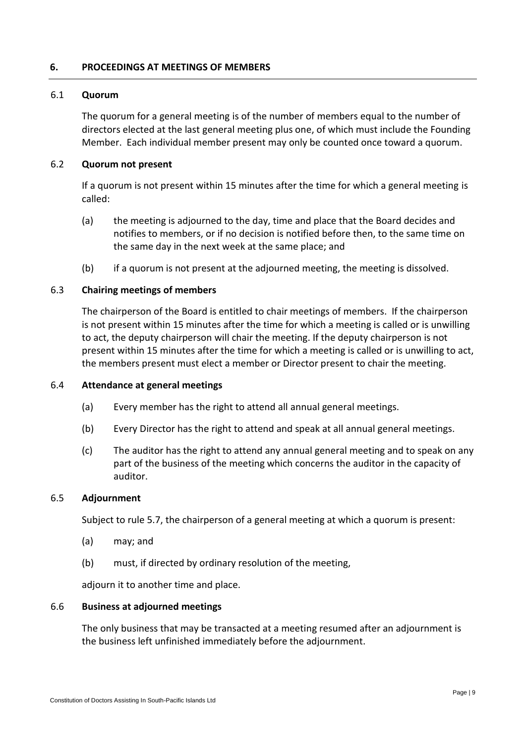## 6. PROCEEDINGS AT MEETINGS OF MEMBERS

### 6.1 Quorum

The quorum for a general meeting is of the number of members equal to the number of directors elected at the last general meeting plus one, of which must include the Founding Member. Each individual member present may only be counted once toward a quorum.

### 6.2 Quorum not present

If a quorum is not present within 15 minutes after the time for which a general meeting is called:

(a) the meeting is adjourned to the day, time and place that the Board decides and notifies to members, or if no decision is notified before then, to the same time on the same day in the next week at the same place; and

(b) if a quorum is not present at the adjourned meeting, the meeting is dissolved.

### 6.3 Chairing meetings of members

The chairperson of the Board is entitled to chair meetings of members. If the chairperson is not present within 15 minutes after the time for which a meeting is called or is unwilling to act, the deputy chairperson will chair the meeting. If the deputy chairperson is not present within 15 minutes after the time for which a meeting is called or is unwilling to act, the members present must elect a member or Director present to chair the meeting.

### 6.4 Attendance at general meetings

(a) Every member has the right to attend all annual general meetings.

(b) Every Director has the right to attend and speak at all annual general meetings.

(c) The auditor has the right to attend any annual general meeting and to speak on any part of the business of the meeting which concerns the auditor in the capacity of auditor.

### 6.5 Adjournment

Subject to rule 5.7, the chairperson of a general meeting at which a quorum is present:

(a) may; and

(b) must, if directed by ordinary resolution of the meeting,

adjourn it to another time and place.

### 6.6 Business at adjourned meetings

The only business that may be transacted at a meeting resumed after an adjournment is the business left unfinished immediately before the adjournment.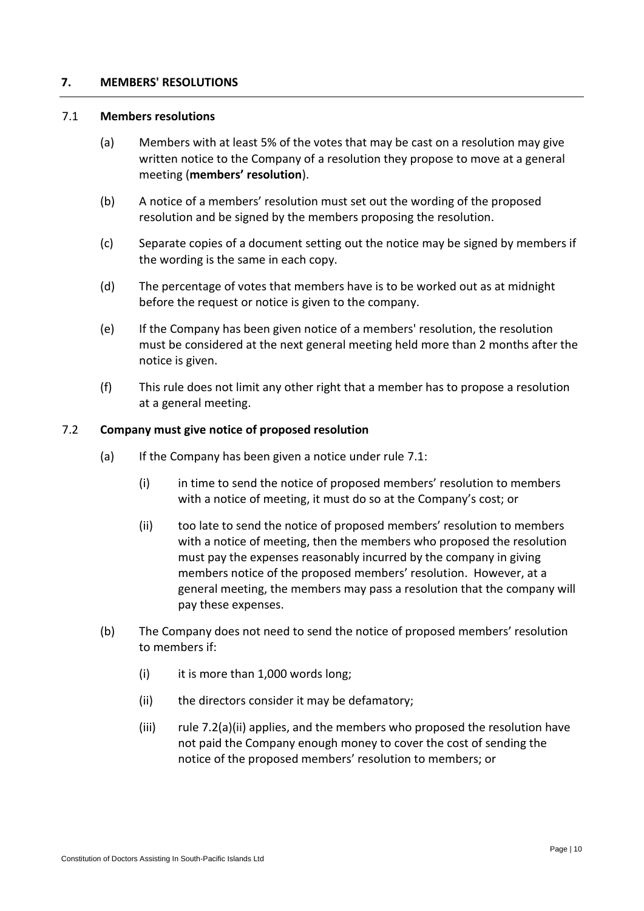## 7. MEMBERS' RESOLUTIONS

### 7.1 Members resolutions

(a) Members with at least 5% of the votes that may be cast on a resolution may give written notice to the Company of a resolution they propose to move at a general meeting (**members' resolution**).

(b) A notice of a members' resolution must set out the wording of the proposed resolution and be signed by the members proposing the resolution.

(c) Separate copies of a document setting out the notice may be signed by members if the wording is the same in each copy.

(d) The percentage of votes that members have is to be worked out as at midnight before the request or notice is given to the company.

(e) If the Company has been given notice of a members' resolution, the resolution must be considered at the next general meeting held more than 2 months after the notice is given.

(f) This rule does not limit any other right that a member has to propose a resolution at a general meeting.

### 7.2 Company must give notice of proposed resolution

(a) If the Company has been given a notice under rule 7.1:

(i) in time to send the notice of proposed members' resolution to members with a notice of meeting, it must do so at the Company's cost; or

(ii) too late to send the notice of proposed members' resolution to members with a notice of meeting, then the members who proposed the resolution must pay the expenses reasonably incurred by the company in giving members notice of the proposed members' resolution. However, at a general meeting, the members may pass a resolution that the company will pay these expenses.

(b) The Company does not need to send the notice of proposed members' resolution to members if:

(i) it is more than 1,000 words long;

(ii) the directors consider it may be defamatory;

(iii) rule 7.2(a)(ii) applies, and the members who proposed the resolution have not paid the Company enough money to cover the cost of sending the notice of the proposed members' resolution to members; or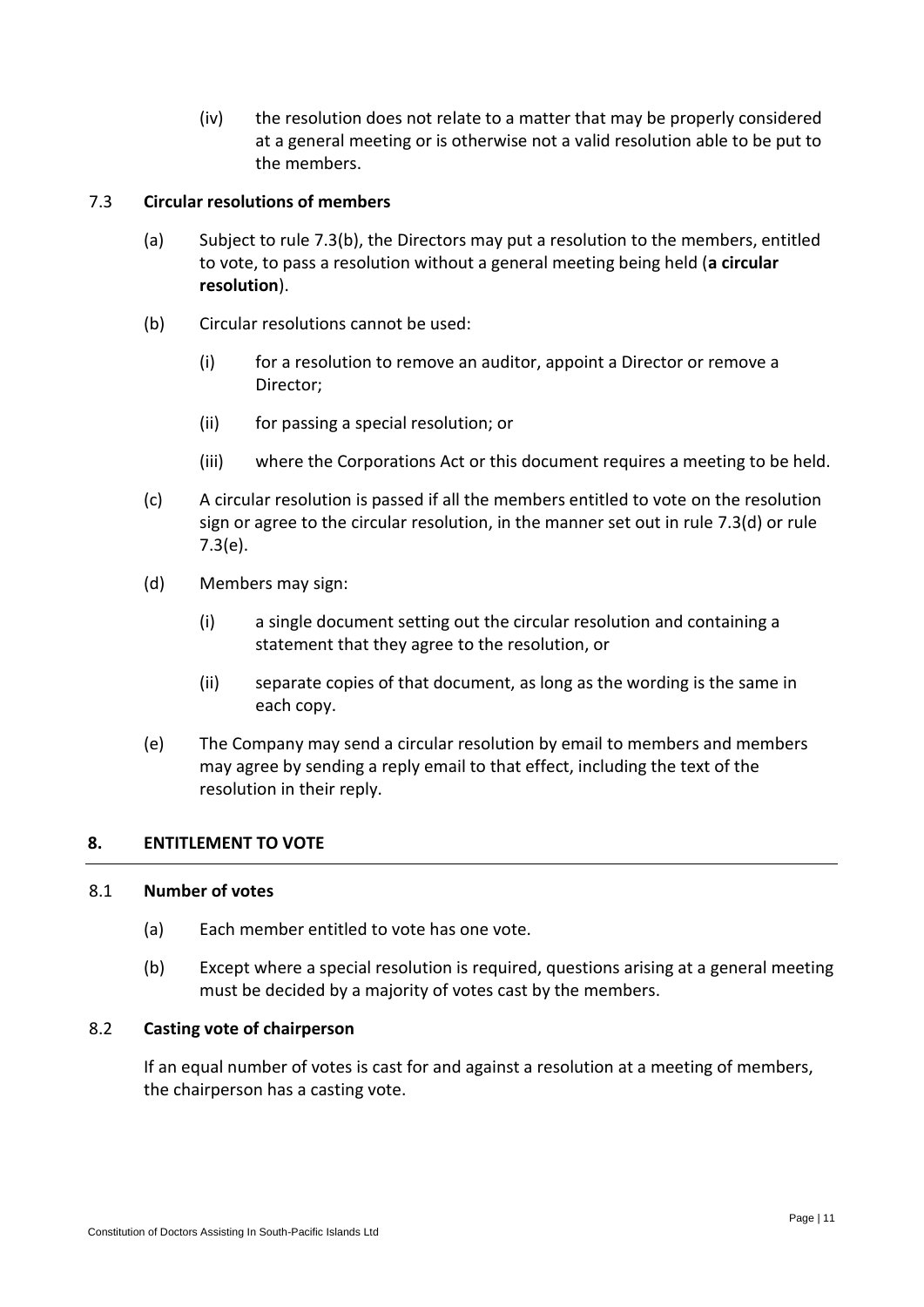(iv) the resolution does not relate to a matter that may be properly considered at a general meeting or is otherwise not a valid resolution able to be put to the members.

### 7.3 Circular resolutions of members

(a) Subject to rule 7.3(b), the Directors may put a resolution to the members, entitled to vote, to pass a resolution without a general meeting being held (**a circular resolution**).

(b) Circular resolutions cannot be used:

(i) for a resolution to remove an auditor, appoint a Director or remove a Director;

(ii) for passing a special resolution; or

(iii) where the Corporations Act or this document requires a meeting to be held.

(c) A circular resolution is passed if all the members entitled to vote on the resolution sign or agree to the circular resolution, in the manner set out in rule 7.3(d) or rule 7.3(e).

(d) Members may sign:

(i) a single document setting out the circular resolution and containing a statement that they agree to the resolution, or

(ii) separate copies of that document, as long as the wording is the same in each copy.

(e) The Company may send a circular resolution by email to members and members may agree by sending a reply email to that effect, including the text of the resolution in their reply.

## 8. ENTITLEMENT TO VOTE

### 8.1 Number of votes

(a) Each member entitled to vote has one vote.

(b) Except where a special resolution is required, questions arising at a general meeting must be decided by a majority of votes cast by the members.

### 8.2 Casting vote of chairperson

If an equal number of votes is cast for and against a resolution at a meeting of members, the chairperson has a casting vote.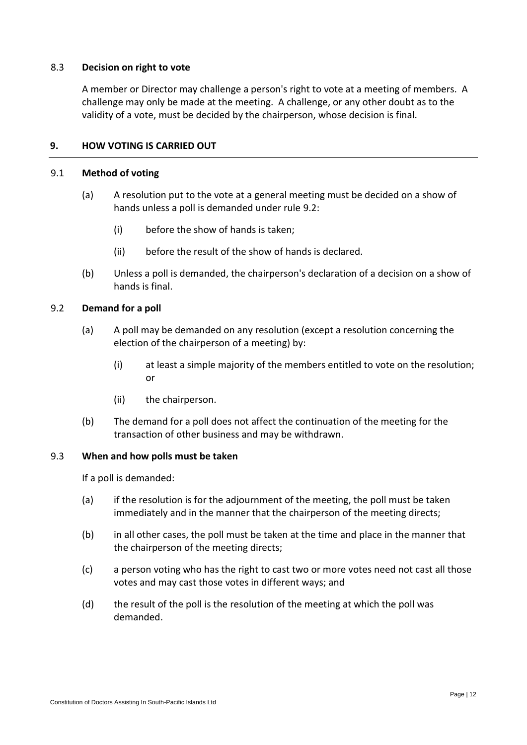### 8.3 Decision on right to vote

A member or Director may challenge a person's right to vote at a meeting of members. A challenge may only be made at the meeting. A challenge, or any other doubt as to the validity of a vote, must be decided by the chairperson, whose decision is final.

## 9. HOW VOTING IS CARRIED OUT

### 9.1 Method of voting

(a) A resolution put to the vote at a general meeting must be decided on a show of hands unless a poll is demanded under rule 9.2:

  (i) before the show of hands is taken;

  (ii) before the result of the show of hands is declared.

(b) Unless a poll is demanded, the chairperson's declaration of a decision on a show of hands is final.

### 9.2 Demand for a poll

(a) A poll may be demanded on any resolution (except a resolution concerning the election of the chairperson of a meeting) by:

  (i) at least a simple majority of the members entitled to vote on the resolution; or

  (ii) the chairperson.

(b) The demand for a poll does not affect the continuation of the meeting for the transaction of other business and may be withdrawn.

### 9.3 When and how polls must be taken

If a poll is demanded:

(a) if the resolution is for the adjournment of the meeting, the poll must be taken immediately and in the manner that the chairperson of the meeting directs;

(b) in all other cases, the poll must be taken at the time and place in the manner that the chairperson of the meeting directs;

(c) a person voting who has the right to cast two or more votes need not cast all those votes and may cast those votes in different ways; and

(d) the result of the poll is the resolution of the meeting at which the poll was demanded.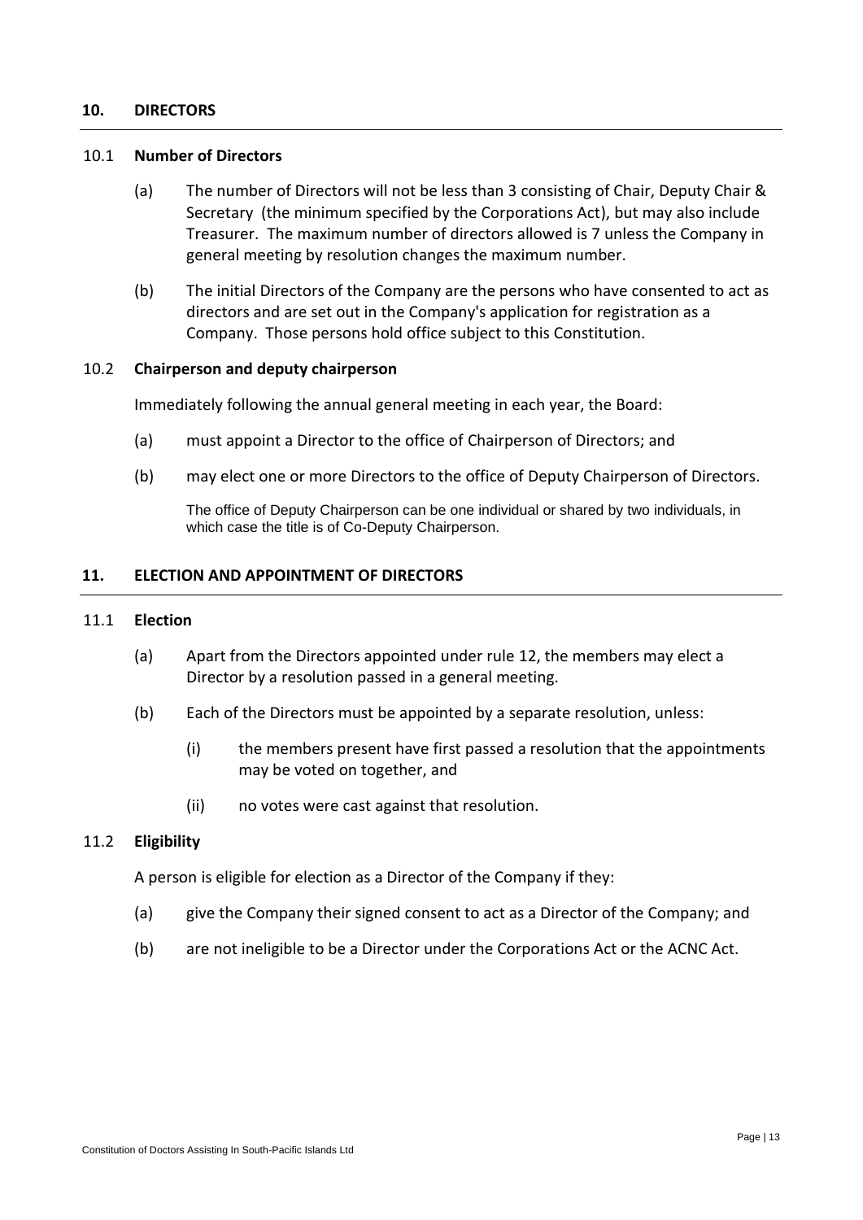## 10. DIRECTORS

### 10.1 Number of Directors

(a) The number of Directors will not be less than 3 consisting of Chair, Deputy Chair & Secretary (the minimum specified by the Corporations Act), but may also include Treasurer. The maximum number of directors allowed is 7 unless the Company in general meeting by resolution changes the maximum number.

(b) The initial Directors of the Company are the persons who have consented to act as directors and are set out in the Company's application for registration as a Company. Those persons hold office subject to this Constitution.

### 10.2 Chairperson and deputy chairperson

Immediately following the annual general meeting in each year, the Board:

(a) must appoint a Director to the office of Chairperson of Directors; and

(b) may elect one or more Directors to the office of Deputy Chairperson of Directors.

The office of Deputy Chairperson can be one individual or shared by two individuals, in which case the title is of Co-Deputy Chairperson.

## 11. ELECTION AND APPOINTMENT OF DIRECTORS

### 11.1 Election

(a) Apart from the Directors appointed under rule 12, the members may elect a Director by a resolution passed in a general meeting.

(b) Each of the Directors must be appointed by a separate resolution, unless:

(i) the members present have first passed a resolution that the appointments may be voted on together, and

(ii) no votes were cast against that resolution.

### 11.2 Eligibility

A person is eligible for election as a Director of the Company if they:

(a) give the Company their signed consent to act as a Director of the Company; and

(b) are not ineligible to be a Director under the Corporations Act or the ACNC Act.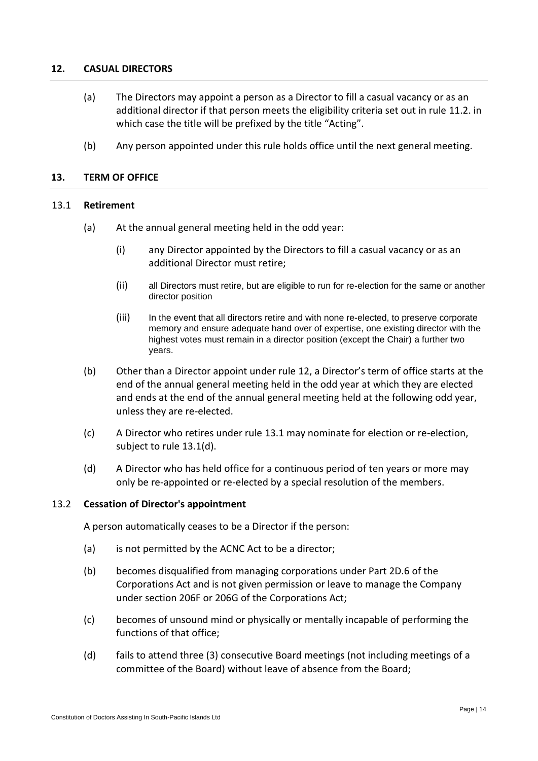## 12. CASUAL DIRECTORS

(a) The Directors may appoint a person as a Director to fill a casual vacancy or as an additional director if that person meets the eligibility criteria set out in rule 11.2. in which case the title will be prefixed by the title "Acting".

(b) Any person appointed under this rule holds office until the next general meeting.

## 13. TERM OF OFFICE

### 13.1 Retirement

(a) At the annual general meeting held in the odd year:

(i) any Director appointed by the Directors to fill a casual vacancy or as an additional Director must retire;

(ii) all Directors must retire, but are eligible to run for re-election for the same or another director position

(iii) In the event that all directors retire and with none re-elected, to preserve corporate memory and ensure adequate hand over of expertise, one existing director with the highest votes must remain in a director position (except the Chair) a further two years.

(b) Other than a Director appoint under rule 12, a Director's term of office starts at the end of the annual general meeting held in the odd year at which they are elected and ends at the end of the annual general meeting held at the following odd year, unless they are re-elected.

(c) A Director who retires under rule 13.1 may nominate for election or re-election, subject to rule 13.1(d).

(d) A Director who has held office for a continuous period of ten years or more may only be re-appointed or re-elected by a special resolution of the members.

### 13.2 Cessation of Director's appointment

A person automatically ceases to be a Director if the person:

(a) is not permitted by the ACNC Act to be a director;

(b) becomes disqualified from managing corporations under Part 2D.6 of the Corporations Act and is not given permission or leave to manage the Company under section 206F or 206G of the Corporations Act;

(c) becomes of unsound mind or physically or mentally incapable of performing the functions of that office;

(d) fails to attend three (3) consecutive Board meetings (not including meetings of a committee of the Board) without leave of absence from the Board;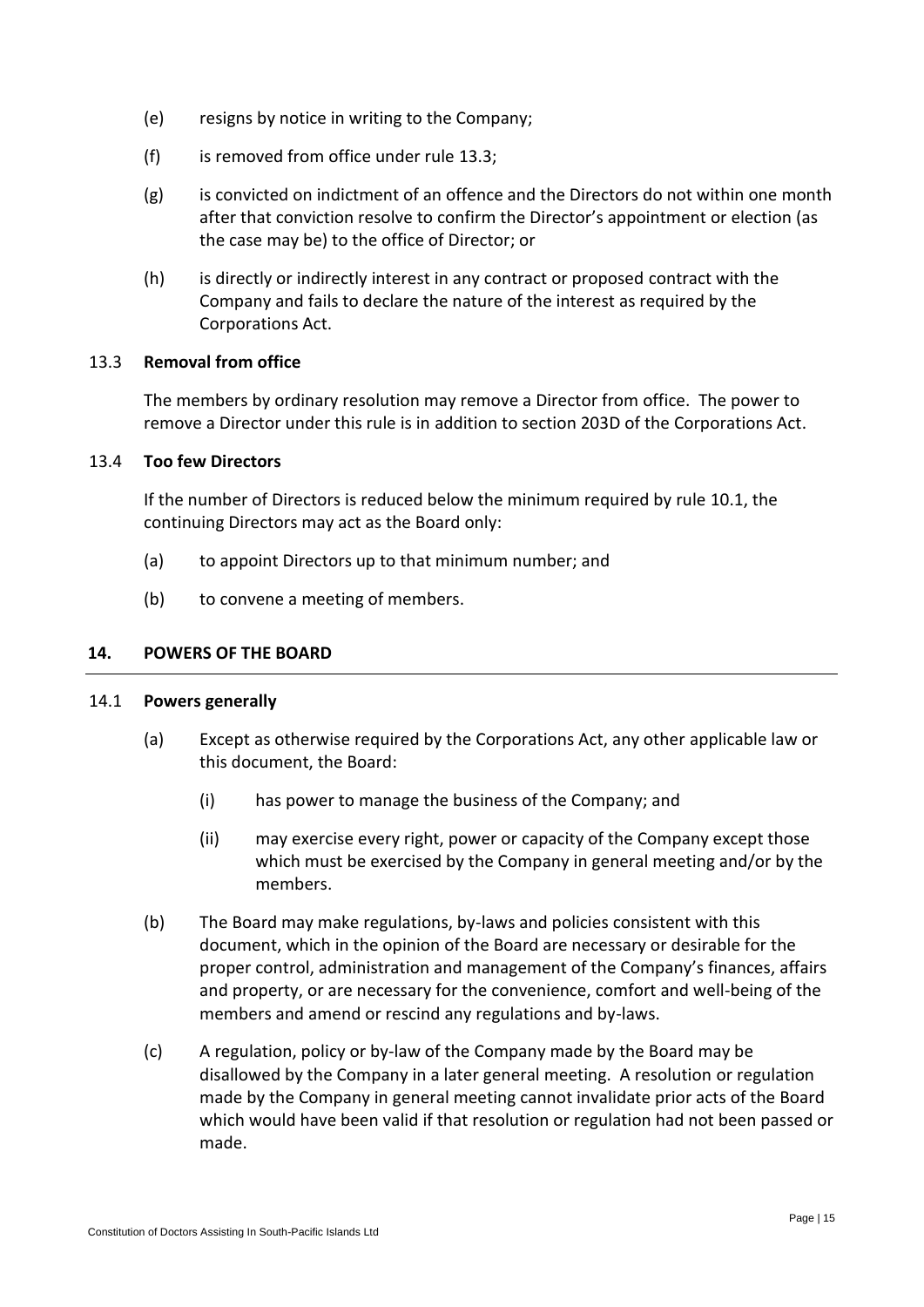(e) resigns by notice in writing to the Company;

(f) is removed from office under rule 13.3;

(g) is convicted on indictment of an offence and the Directors do not within one month after that conviction resolve to confirm the Director's appointment or election (as the case may be) to the office of Director; or

(h) is directly or indirectly interest in any contract or proposed contract with the Company and fails to declare the nature of the interest as required by the Corporations Act.

### 13.3 Removal from office

The members by ordinary resolution may remove a Director from office. The power to remove a Director under this rule is in addition to section 203D of the Corporations Act.

### 13.4 Too few Directors

If the number of Directors is reduced below the minimum required by rule 10.1, the continuing Directors may act as the Board only:

(a) to appoint Directors up to that minimum number; and

(b) to convene a meeting of members.

## 14. POWERS OF THE BOARD

### 14.1 Powers generally

(a) Except as otherwise required by the Corporations Act, any other applicable law or this document, the Board:

  (i) has power to manage the business of the Company; and

  (ii) may exercise every right, power or capacity of the Company except those which must be exercised by the Company in general meeting and/or by the members.

(b) The Board may make regulations, by-laws and policies consistent with this document, which in the opinion of the Board are necessary or desirable for the proper control, administration and management of the Company's finances, affairs and property, or are necessary for the convenience, comfort and well-being of the members and amend or rescind any regulations and by-laws.

(c) A regulation, policy or by-law of the Company made by the Board may be disallowed by the Company in a later general meeting. A resolution or regulation made by the Company in general meeting cannot invalidate prior acts of the Board which would have been valid if that resolution or regulation had not been passed or made.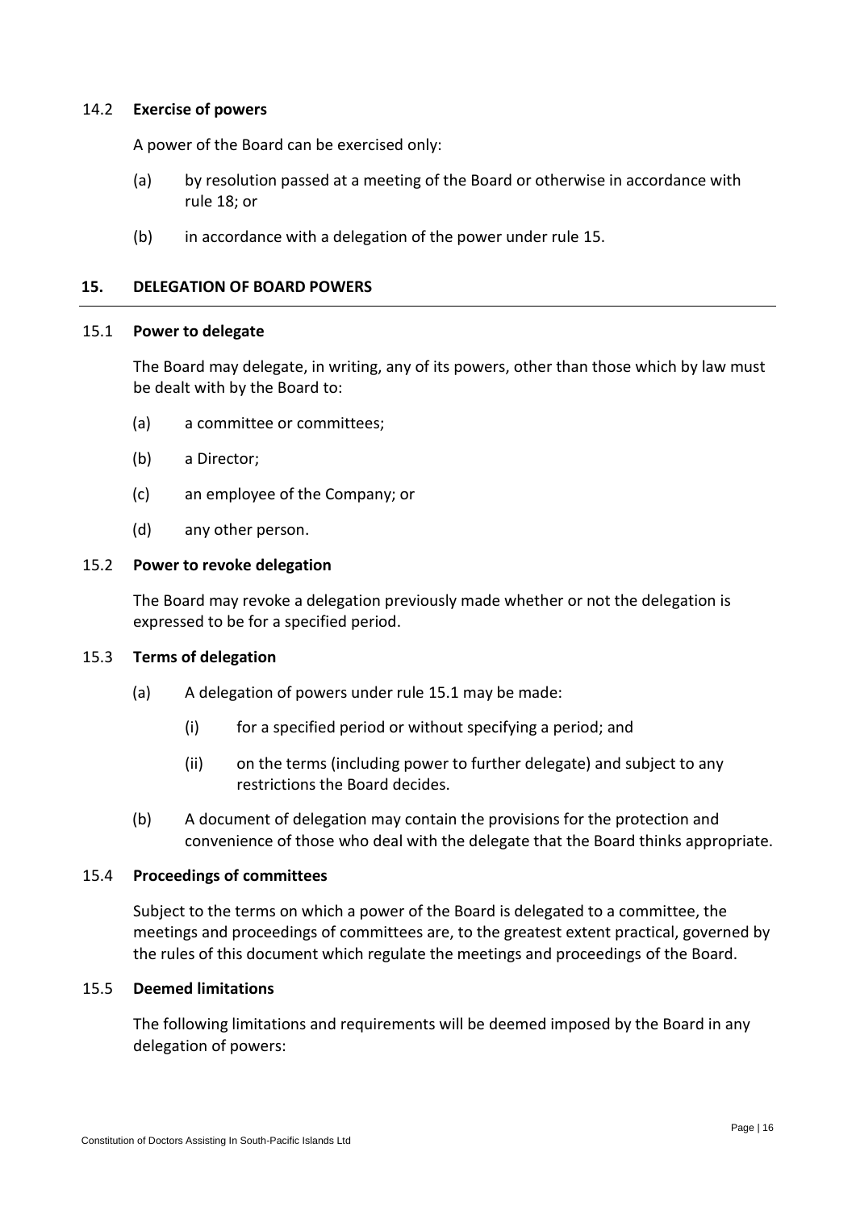### 14.2 **Exercise of powers**

A power of the Board can be exercised only:

(a) by resolution passed at a meeting of the Board or otherwise in accordance with rule 18; or

(b) in accordance with a delegation of the power under rule 15.

## 15. DELEGATION OF BOARD POWERS

### 15.1 **Power to delegate**

The Board may delegate, in writing, any of its powers, other than those which by law must be dealt with by the Board to:

(a) a committee or committees;

(b) a Director;

(c) an employee of the Company; or

(d) any other person.

### 15.2 **Power to revoke delegation**

The Board may revoke a delegation previously made whether or not the delegation is expressed to be for a specified period.

### 15.3 **Terms of delegation**

(a) A delegation of powers under rule 15.1 may be made:

  (i) for a specified period or without specifying a period; and

  (ii) on the terms (including power to further delegate) and subject to any restrictions the Board decides.

(b) A document of delegation may contain the provisions for the protection and convenience of those who deal with the delegate that the Board thinks appropriate.

### 15.4 **Proceedings of committees**

Subject to the terms on which a power of the Board is delegated to a committee, the meetings and proceedings of committees are, to the greatest extent practical, governed by the rules of this document which regulate the meetings and proceedings of the Board.

### 15.5 **Deemed limitations**

The following limitations and requirements will be deemed imposed by the Board in any delegation of powers: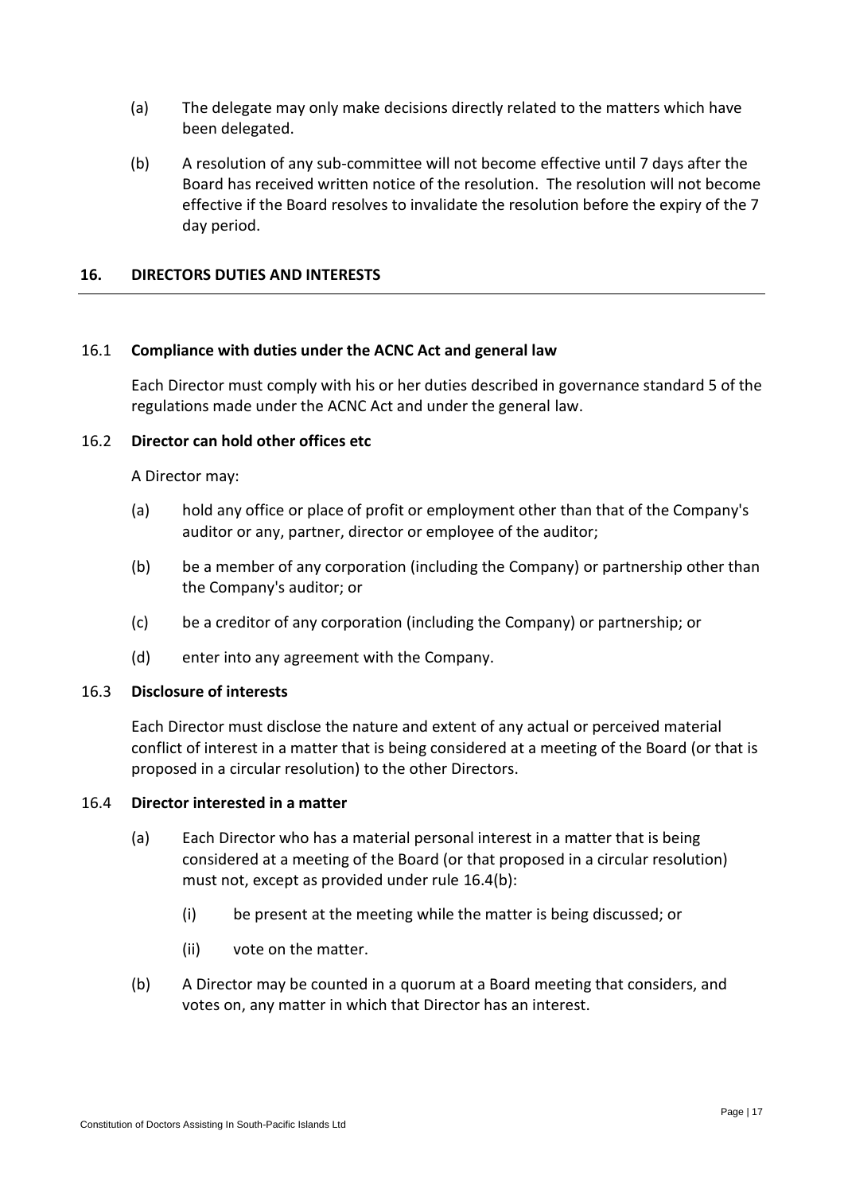(a) The delegate may only make decisions directly related to the matters which have been delegated.

(b) A resolution of any sub-committee will not become effective until 7 days after the Board has received written notice of the resolution. The resolution will not become effective if the Board resolves to invalidate the resolution before the expiry of the 7 day period.

## 16. DIRECTORS DUTIES AND INTERESTS

### 16.1 Compliance with duties under the ACNC Act and general law

Each Director must comply with his or her duties described in governance standard 5 of the regulations made under the ACNC Act and under the general law.

### 16.2 Director can hold other offices etc

A Director may:

(a) hold any office or place of profit or employment other than that of the Company's auditor or any, partner, director or employee of the auditor;

(b) be a member of any corporation (including the Company) or partnership other than the Company's auditor; or

(c) be a creditor of any corporation (including the Company) or partnership; or

(d) enter into any agreement with the Company.

### 16.3 Disclosure of interests

Each Director must disclose the nature and extent of any actual or perceived material conflict of interest in a matter that is being considered at a meeting of the Board (or that is proposed in a circular resolution) to the other Directors.

### 16.4 Director interested in a matter

(a) Each Director who has a material personal interest in a matter that is being considered at a meeting of the Board (or that proposed in a circular resolution) must not, except as provided under rule 16.4(b):

  (i) be present at the meeting while the matter is being discussed; or

  (ii) vote on the matter.

(b) A Director may be counted in a quorum at a Board meeting that considers, and votes on, any matter in which that Director has an interest.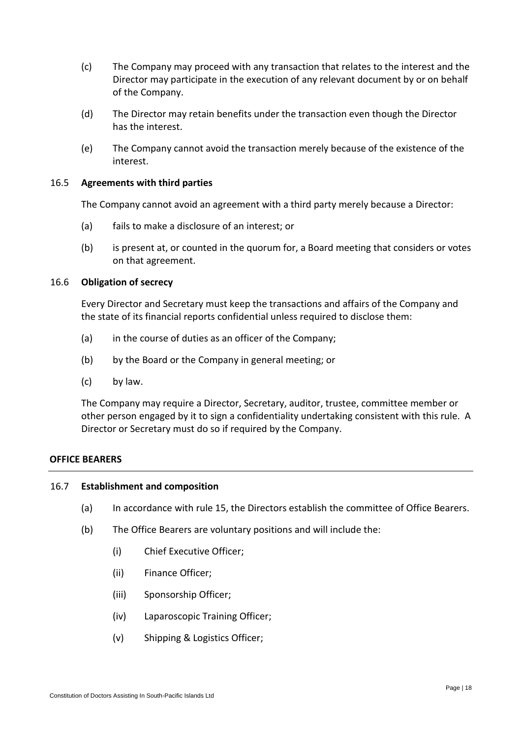(c) The Company may proceed with any transaction that relates to the interest and the Director may participate in the execution of any relevant document by or on behalf of the Company.

(d) The Director may retain benefits under the transaction even though the Director has the interest.

(e) The Company cannot avoid the transaction merely because of the existence of the interest.

### 16.5 Agreements with third parties

The Company cannot avoid an agreement with a third party merely because a Director:

(a) fails to make a disclosure of an interest; or

(b) is present at, or counted in the quorum for, a Board meeting that considers or votes on that agreement.

### 16.6 Obligation of secrecy

Every Director and Secretary must keep the transactions and affairs of the Company and the state of its financial reports confidential unless required to disclose them:

(a) in the course of duties as an officer of the Company;

(b) by the Board or the Company in general meeting; or

(c) by law.

The Company may require a Director, Secretary, auditor, trustee, committee member or other person engaged by it to sign a confidentiality undertaking consistent with this rule. A Director or Secretary must do so if required by the Company.

## OFFICE BEARERS

### 16.7 Establishment and composition

(a) In accordance with rule 15, the Directors establish the committee of Office Bearers.

(b) The Office Bearers are voluntary positions and will include the:

   (i) Chief Executive Officer;

   (ii) Finance Officer;

   (iii) Sponsorship Officer;

   (iv) Laparoscopic Training Officer;

   (v) Shipping & Logistics Officer;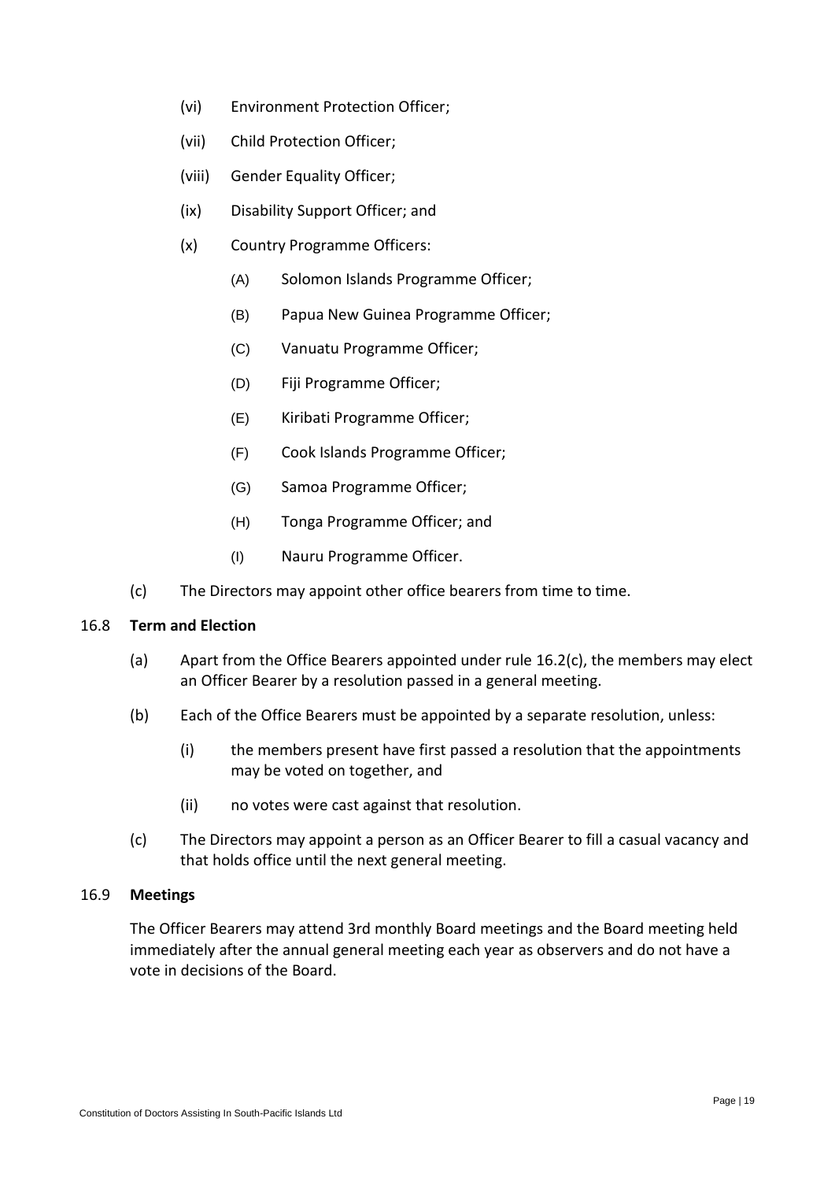(vi) Environment Protection Officer;

(vii) Child Protection Officer;

(viii) Gender Equality Officer;

(ix) Disability Support Officer; and

(x) Country Programme Officers:

(A) Solomon Islands Programme Officer;

(B) Papua New Guinea Programme Officer;

(C) Vanuatu Programme Officer;

(D) Fiji Programme Officer;

(E) Kiribati Programme Officer;

(F) Cook Islands Programme Officer;

(G) Samoa Programme Officer;

(H) Tonga Programme Officer; and

(I) Nauru Programme Officer.

(c) The Directors may appoint other office bearers from time to time.

16.8 **Term and Election**

(a) Apart from the Office Bearers appointed under rule 16.2(c), the members may elect an Officer Bearer by a resolution passed in a general meeting.

(b) Each of the Office Bearers must be appointed by a separate resolution, unless:

(i) the members present have first passed a resolution that the appointments may be voted on together, and

(ii) no votes were cast against that resolution.

(c) The Directors may appoint a person as an Officer Bearer to fill a casual vacancy and that holds office until the next general meeting.

16.9 **Meetings**

The Officer Bearers may attend 3rd monthly Board meetings and the Board meeting held immediately after the annual general meeting each year as observers and do not have a vote in decisions of the Board.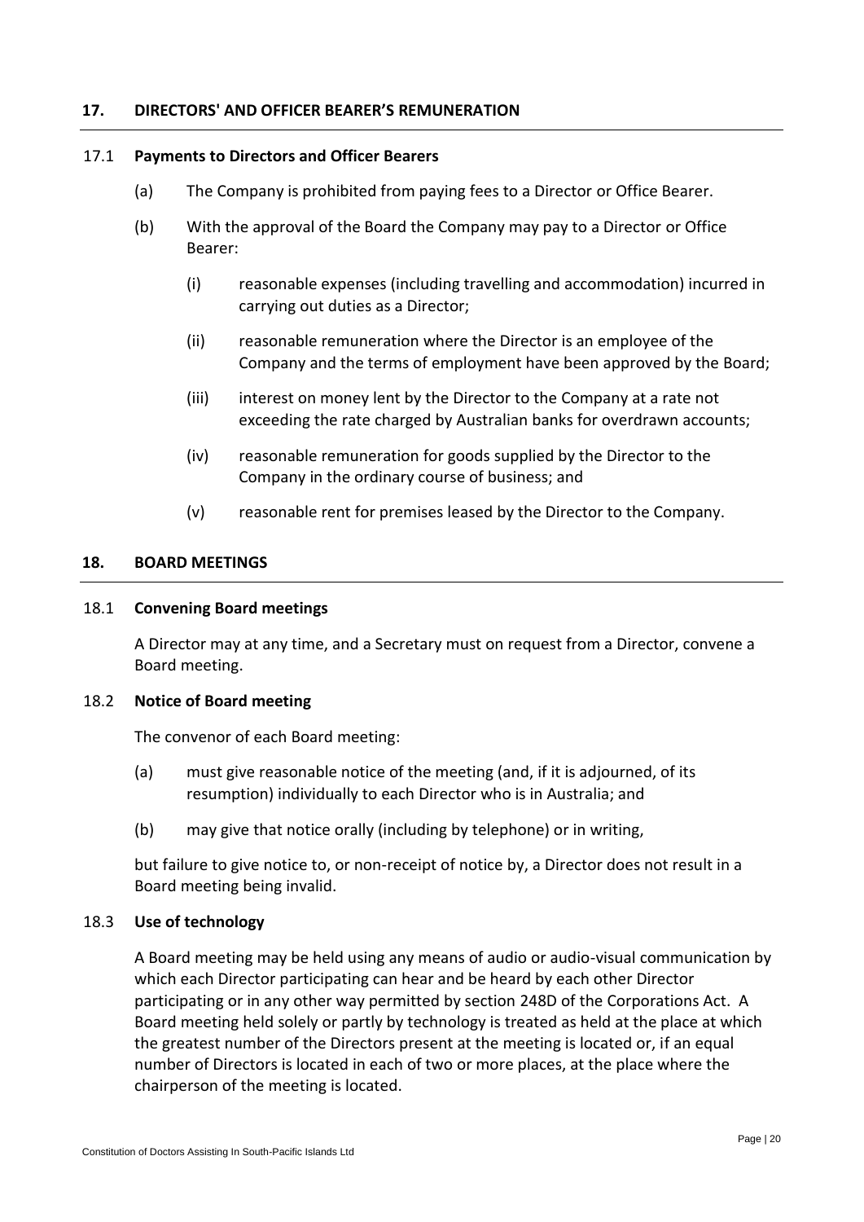## 17. DIRECTORS' AND OFFICER BEARER'S REMUNERATION

### 17.1 Payments to Directors and Officer Bearers

(a) The Company is prohibited from paying fees to a Director or Office Bearer.

(b) With the approval of the Board the Company may pay to a Director or Office Bearer:

(i) reasonable expenses (including travelling and accommodation) incurred in carrying out duties as a Director;

(ii) reasonable remuneration where the Director is an employee of the Company and the terms of employment have been approved by the Board;

(iii) interest on money lent by the Director to the Company at a rate not exceeding the rate charged by Australian banks for overdrawn accounts;

(iv) reasonable remuneration for goods supplied by the Director to the Company in the ordinary course of business; and

(v) reasonable rent for premises leased by the Director to the Company.

## 18. BOARD MEETINGS

### 18.1 Convening Board meetings

A Director may at any time, and a Secretary must on request from a Director, convene a Board meeting.

### 18.2 Notice of Board meeting

The convenor of each Board meeting:

(a) must give reasonable notice of the meeting (and, if it is adjourned, of its resumption) individually to each Director who is in Australia; and

(b) may give that notice orally (including by telephone) or in writing,

but failure to give notice to, or non-receipt of notice by, a Director does not result in a Board meeting being invalid.

### 18.3 Use of technology

A Board meeting may be held using any means of audio or audio-visual communication by which each Director participating can hear and be heard by each other Director participating or in any other way permitted by section 248D of the Corporations Act. A Board meeting held solely or partly by technology is treated as held at the place at which the greatest number of the Directors present at the meeting is located or, if an equal number of Directors is located in each of two or more places, at the place where the chairperson of the meeting is located.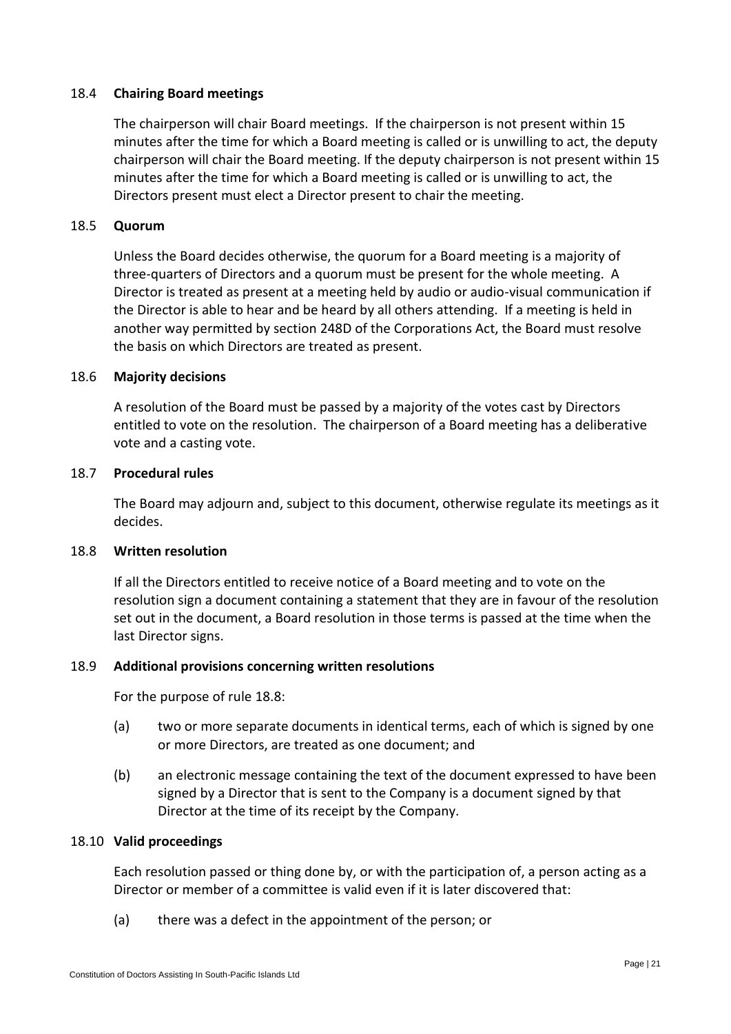### 18.4 Chairing Board meetings

The chairperson will chair Board meetings. If the chairperson is not present within 15 minutes after the time for which a Board meeting is called or is unwilling to act, the deputy chairperson will chair the Board meeting. If the deputy chairperson is not present within 15 minutes after the time for which a Board meeting is called or is unwilling to act, the Directors present must elect a Director present to chair the meeting.

### 18.5 Quorum

Unless the Board decides otherwise, the quorum for a Board meeting is a majority of three-quarters of Directors and a quorum must be present for the whole meeting. A Director is treated as present at a meeting held by audio or audio-visual communication if the Director is able to hear and be heard by all others attending. If a meeting is held in another way permitted by section 248D of the Corporations Act, the Board must resolve the basis on which Directors are treated as present.

### 18.6 Majority decisions

A resolution of the Board must be passed by a majority of the votes cast by Directors entitled to vote on the resolution. The chairperson of a Board meeting has a deliberative vote and a casting vote.

### 18.7 Procedural rules

The Board may adjourn and, subject to this document, otherwise regulate its meetings as it decides.

### 18.8 Written resolution

If all the Directors entitled to receive notice of a Board meeting and to vote on the resolution sign a document containing a statement that they are in favour of the resolution set out in the document, a Board resolution in those terms is passed at the time when the last Director signs.

### 18.9 Additional provisions concerning written resolutions

For the purpose of rule 18.8:

(a) two or more separate documents in identical terms, each of which is signed by one or more Directors, are treated as one document; and

(b) an electronic message containing the text of the document expressed to have been signed by a Director that is sent to the Company is a document signed by that Director at the time of its receipt by the Company.

### 18.10 Valid proceedings

Each resolution passed or thing done by, or with the participation of, a person acting as a Director or member of a committee is valid even if it is later discovered that:

(a) there was a defect in the appointment of the person; or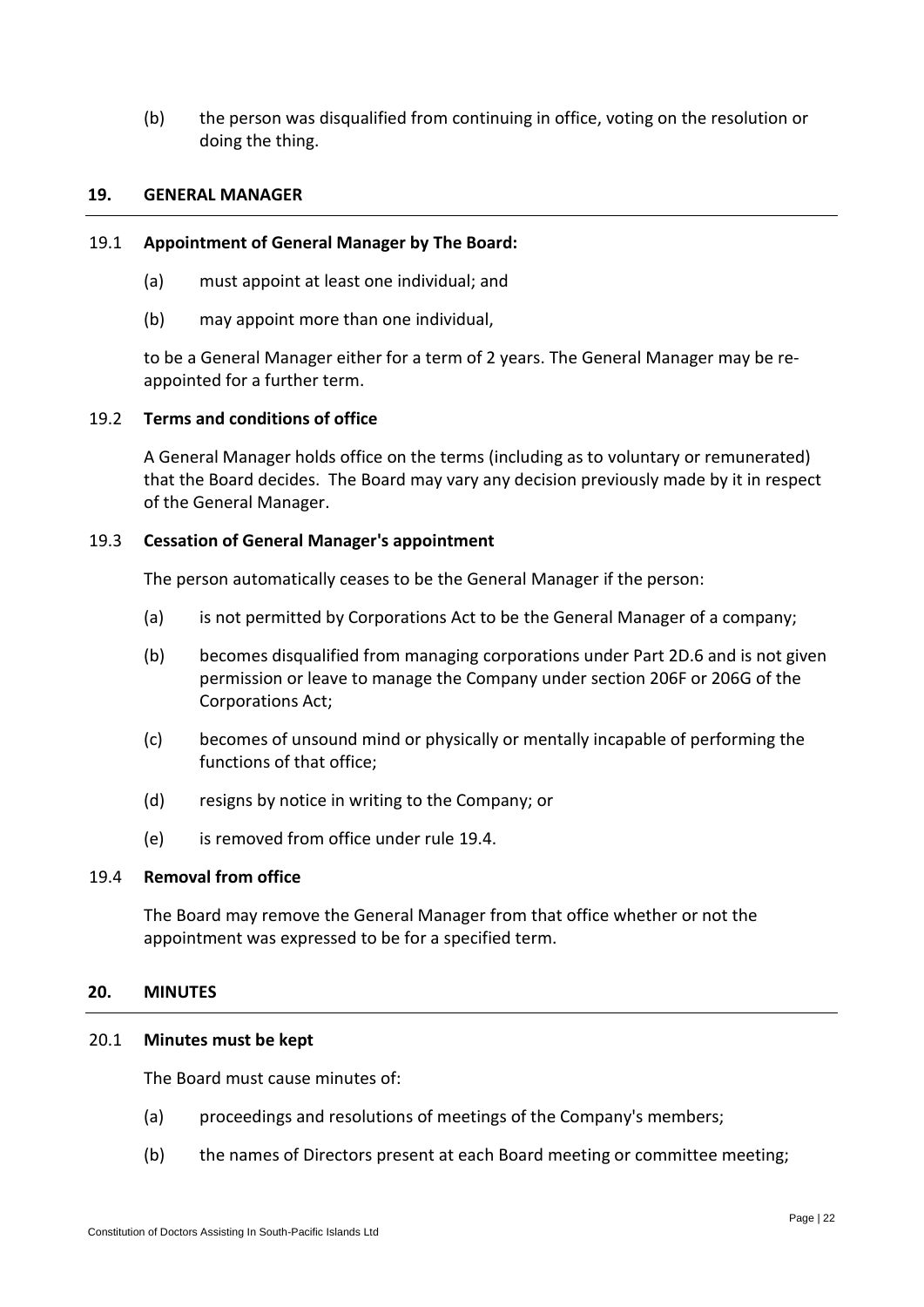(b) the person was disqualified from continuing in office, voting on the resolution or doing the thing.

## 19. GENERAL MANAGER

### 19.1 Appointment of General Manager by The Board:

(a) must appoint at least one individual; and

(b) may appoint more than one individual,

to be a General Manager either for a term of 2 years. The General Manager may be re-appointed for a further term.

### 19.2 Terms and conditions of office

A General Manager holds office on the terms (including as to voluntary or remunerated) that the Board decides. The Board may vary any decision previously made by it in respect of the General Manager.

### 19.3 Cessation of General Manager's appointment

The person automatically ceases to be the General Manager if the person:

(a) is not permitted by Corporations Act to be the General Manager of a company;

(b) becomes disqualified from managing corporations under Part 2D.6 and is not given permission or leave to manage the Company under section 206F or 206G of the Corporations Act;

(c) becomes of unsound mind or physically or mentally incapable of performing the functions of that office;

(d) resigns by notice in writing to the Company; or

(e) is removed from office under rule 19.4.

### 19.4 Removal from office

The Board may remove the General Manager from that office whether or not the appointment was expressed to be for a specified term.

## 20. MINUTES

### 20.1 Minutes must be kept

The Board must cause minutes of:

(a) proceedings and resolutions of meetings of the Company's members;

(b) the names of Directors present at each Board meeting or committee meeting;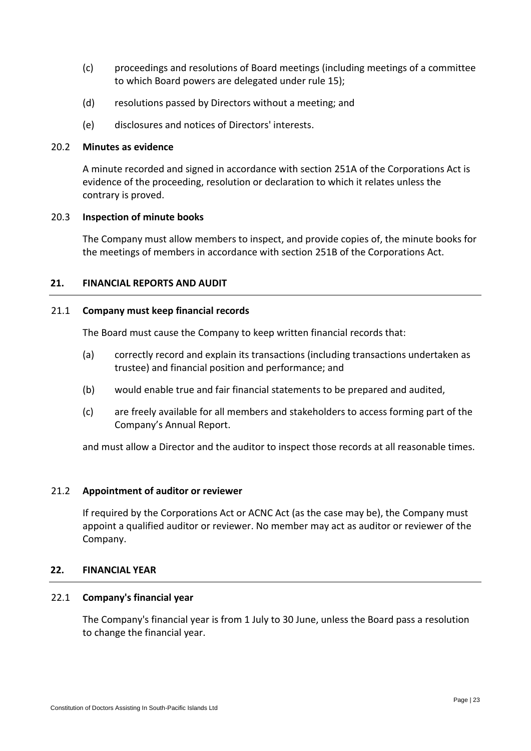(c) proceedings and resolutions of Board meetings (including meetings of a committee to which Board powers are delegated under rule 15);

(d) resolutions passed by Directors without a meeting; and

(e) disclosures and notices of Directors' interests.

### 20.2 Minutes as evidence

A minute recorded and signed in accordance with section 251A of the Corporations Act is evidence of the proceeding, resolution or declaration to which it relates unless the contrary is proved.

### 20.3 Inspection of minute books

The Company must allow members to inspect, and provide copies of, the minute books for the meetings of members in accordance with section 251B of the Corporations Act.

## 21. FINANCIAL REPORTS AND AUDIT

### 21.1 Company must keep financial records

The Board must cause the Company to keep written financial records that:

(a) correctly record and explain its transactions (including transactions undertaken as trustee) and financial position and performance; and

(b) would enable true and fair financial statements to be prepared and audited,

(c) are freely available for all members and stakeholders to access forming part of the Company's Annual Report.

and must allow a Director and the auditor to inspect those records at all reasonable times.

### 21.2 Appointment of auditor or reviewer

If required by the Corporations Act or ACNC Act (as the case may be), the Company must appoint a qualified auditor or reviewer. No member may act as auditor or reviewer of the Company.

## 22. FINANCIAL YEAR

### 22.1 Company's financial year

The Company's financial year is from 1 July to 30 June, unless the Board pass a resolution to change the financial year.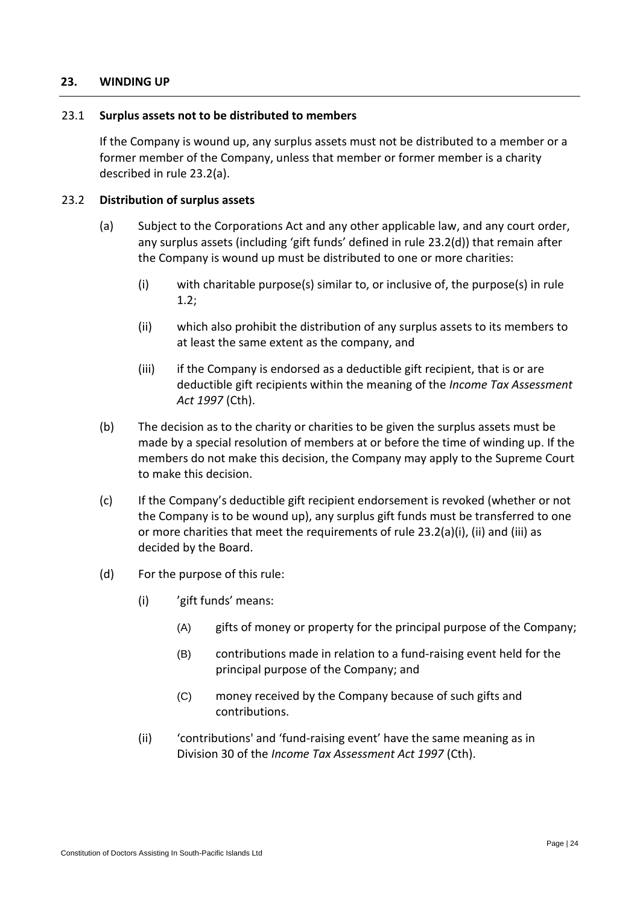## 23. WINDING UP

### 23.1 Surplus assets not to be distributed to members

If the Company is wound up, any surplus assets must not be distributed to a member or a former member of the Company, unless that member or former member is a charity described in rule 23.2(a).

### 23.2 Distribution of surplus assets

(a) Subject to the Corporations Act and any other applicable law, and any court order, any surplus assets (including 'gift funds' defined in rule 23.2(d)) that remain after the Company is wound up must be distributed to one or more charities:

- (i) with charitable purpose(s) similar to, or inclusive of, the purpose(s) in rule 1.2;
- (ii) which also prohibit the distribution of any surplus assets to its members to at least the same extent as the company, and
- (iii) if the Company is endorsed as a deductible gift recipient, that is or are deductible gift recipients within the meaning of the *Income Tax Assessment Act 1997* (Cth).

(b) The decision as to the charity or charities to be given the surplus assets must be made by a special resolution of members at or before the time of winding up. If the members do not make this decision, the Company may apply to the Supreme Court to make this decision.

(c) If the Company's deductible gift recipient endorsement is revoked (whether or not the Company is to be wound up), any surplus gift funds must be transferred to one or more charities that meet the requirements of rule 23.2(a)(i), (ii) and (iii) as decided by the Board.

(d) For the purpose of this rule:

- (i) 'gift funds' means:
  - (A) gifts of money or property for the principal purpose of the Company;
  - (B) contributions made in relation to a fund-raising event held for the principal purpose of the Company; and
  - (C) money received by the Company because of such gifts and contributions.
- (ii) 'contributions' and 'fund-raising event' have the same meaning as in Division 30 of the *Income Tax Assessment Act 1997* (Cth).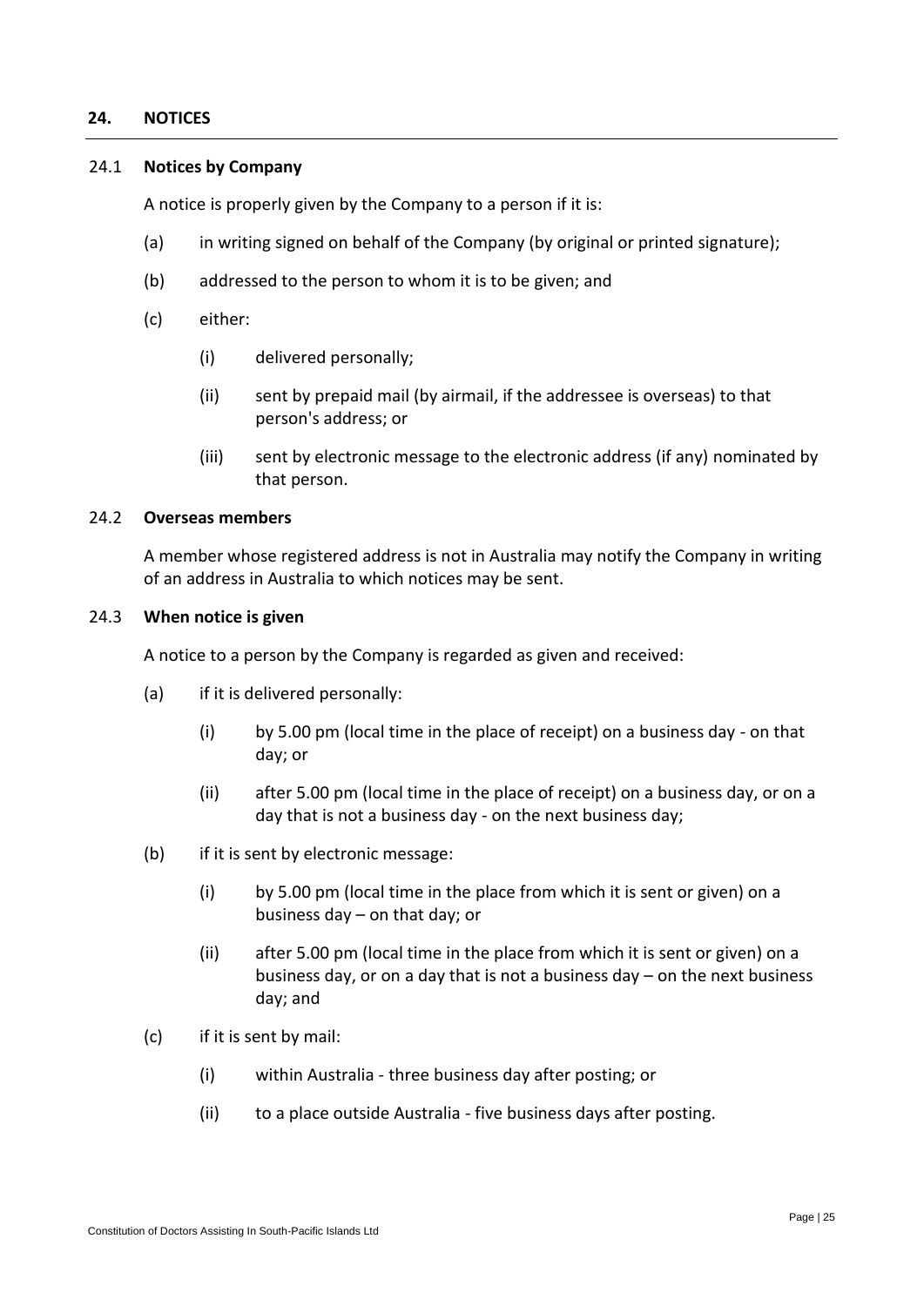## 24. NOTICES

### 24.1 Notices by Company

A notice is properly given by the Company to a person if it is:

(a) in writing signed on behalf of the Company (by original or printed signature);

(b) addressed to the person to whom it is to be given; and

(c) either:

(i) delivered personally;

(ii) sent by prepaid mail (by airmail, if the addressee is overseas) to that person's address; or

(iii) sent by electronic message to the electronic address (if any) nominated by that person.

### 24.2 Overseas members

A member whose registered address is not in Australia may notify the Company in writing of an address in Australia to which notices may be sent.

### 24.3 When notice is given

A notice to a person by the Company is regarded as given and received:

(a) if it is delivered personally:

(i) by 5.00 pm (local time in the place of receipt) on a business day - on that day; or

(ii) after 5.00 pm (local time in the place of receipt) on a business day, or on a day that is not a business day - on the next business day;

(b) if it is sent by electronic message:

(i) by 5.00 pm (local time in the place from which it is sent or given) on a business day – on that day; or

(ii) after 5.00 pm (local time in the place from which it is sent or given) on a business day, or on a day that is not a business day – on the next business day; and

(c) if it is sent by mail:

(i) within Australia - three business day after posting; or

(ii) to a place outside Australia - five business days after posting.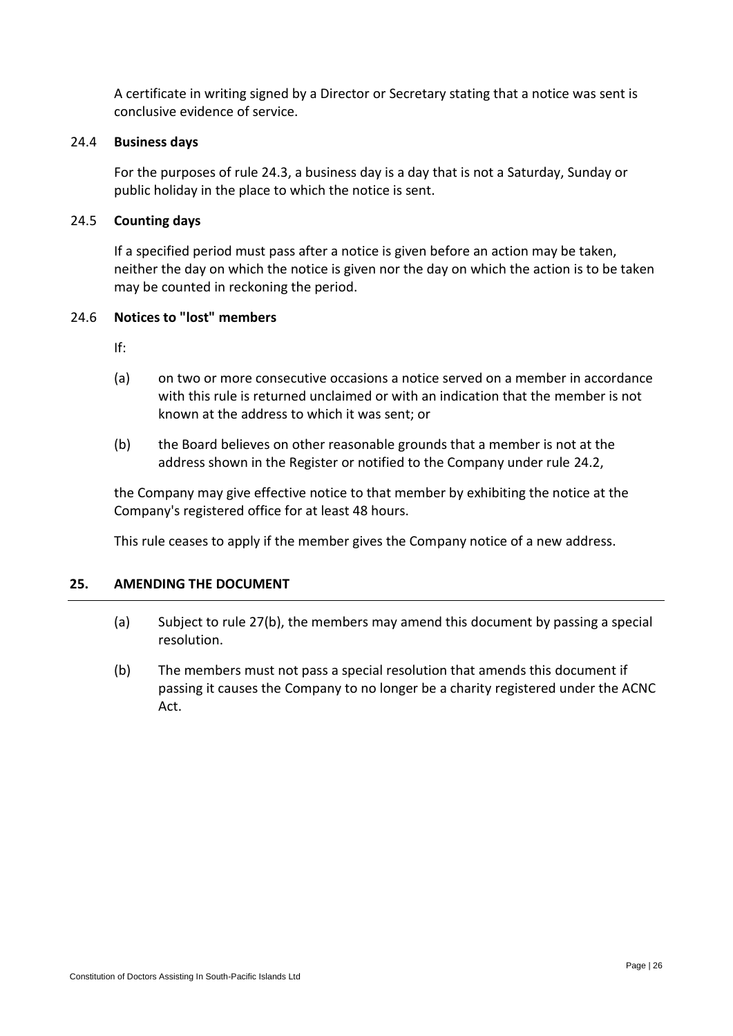A certificate in writing signed by a Director or Secretary stating that a notice was sent is conclusive evidence of service.

### 24.4 Business days

For the purposes of rule 24.3, a business day is a day that is not a Saturday, Sunday or public holiday in the place to which the notice is sent.

### 24.5 Counting days

If a specified period must pass after a notice is given before an action may be taken, neither the day on which the notice is given nor the day on which the action is to be taken may be counted in reckoning the period.

### 24.6 Notices to "lost" members

If:

(a) on two or more consecutive occasions a notice served on a member in accordance with this rule is returned unclaimed or with an indication that the member is not known at the address to which it was sent; or

(b) the Board believes on other reasonable grounds that a member is not at the address shown in the Register or notified to the Company under rule 24.2,

the Company may give effective notice to that member by exhibiting the notice at the Company's registered office for at least 48 hours.

This rule ceases to apply if the member gives the Company notice of a new address.

## 25. AMENDING THE DOCUMENT

(a) Subject to rule 27(b), the members may amend this document by passing a special resolution.

(b) The members must not pass a special resolution that amends this document if passing it causes the Company to no longer be a charity registered under the ACNC Act.